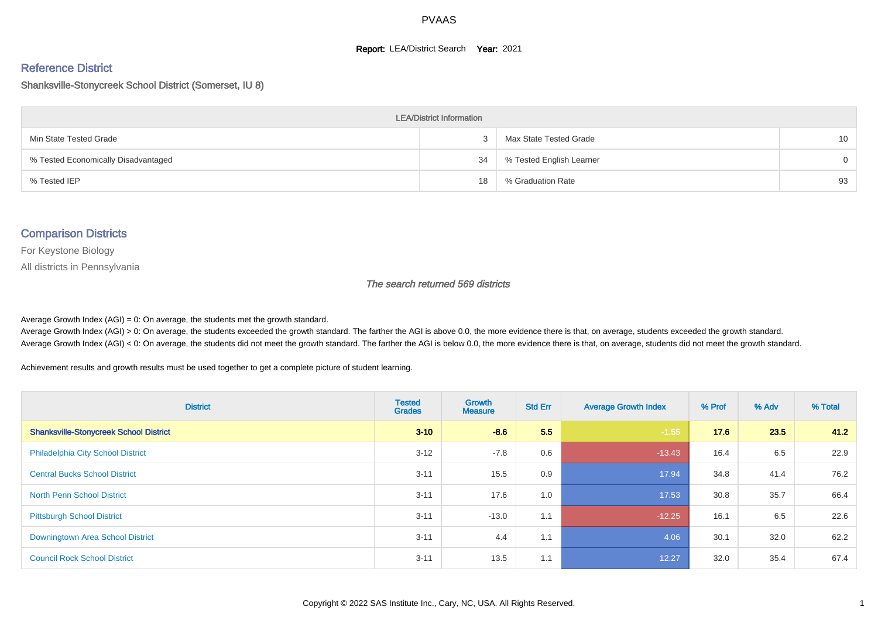# PVAAS

**Report:** LEA/District Search **Year:** 2021

## Reference District

Shanksville-Stonycreek School District (Somerset, IU 8)

| LEA/District Information | | | |
|---|---|---|---|
| Min State Tested Grade | 3 | Max State Tested Grade | 10 |
| % Tested Economically Disadvantaged | 34 | % Tested English Learner | 0 |
| % Tested IEP | 18 | % Graduation Rate | 93 |

## Comparison Districts

For Keystone Biology

All districts in Pennsylvania

*The search returned 569 districts*

Average Growth Index (AGI) = 0: On average, the students met the growth standard.
Average Growth Index (AGI) > 0: On average, the students exceeded the growth standard. The farther the AGI is above 0.0, the more evidence there is that, on average, students exceeded the growth standard.
Average Growth Index (AGI) < 0: On average, the students did not meet the growth standard. The farther the AGI is below 0.0, the more evidence there is that, on average, students did not meet the growth standard.

Achievement results and growth results must be used together to get a complete picture of student learning.

| District | Tested Grades | Growth Measure | Std Err | Average Growth Index | % Prof | % Adv | % Total |
|---|---|---|---|---|---|---|---|
| **Shanksville-Stonycreek School District** | **3-10** | **-8.6** | **5.5** | **-1.55** | **17.6** | **23.5** | **41.2** |
| Philadelphia City School District | 3-12 | -7.8 | 0.6 | -13.43 | 16.4 | 6.5 | 22.9 |
| Central Bucks School District | 3-11 | 15.5 | 0.9 | 17.94 | 34.8 | 41.4 | 76.2 |
| North Penn School District | 3-11 | 17.6 | 1.0 | 17.53 | 30.8 | 35.7 | 66.4 |
| Pittsburgh School District | 3-11 | -13.0 | 1.1 | -12.25 | 16.1 | 6.5 | 22.6 |
| Downingtown Area School District | 3-11 | 4.4 | 1.1 | 4.06 | 30.1 | 32.0 | 62.2 |
| Council Rock School District | 3-11 | 13.5 | 1.1 | 12.27 | 32.0 | 35.4 | 67.4 |

Copyright © 2022 SAS Institute Inc., Cary, NC, USA. All Rights Reserved.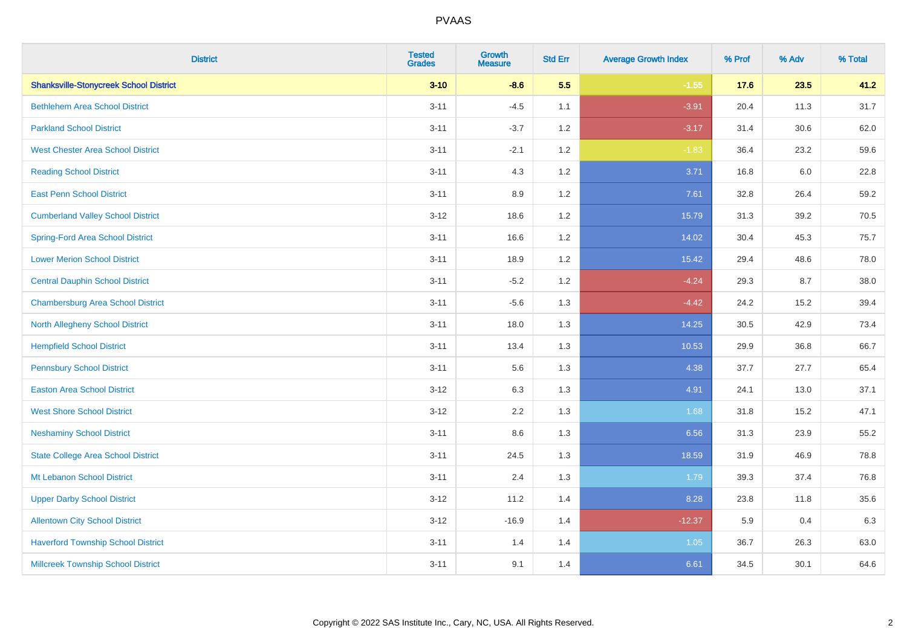# PVAAS

| District | Tested Grades | Growth Measure | Std Err | Average Growth Index | % Prof | % Adv | % Total |
|---|---|---|---|---|---|---|---|
| **Shanksville-Stonycreek School District** | **3-10** | **-8.6** | **5.5** | **-1.55** | **17.6** | **23.5** | **41.2** |
| Bethlehem Area School District | 3-11 | -4.5 | 1.1 | -3.91 | 20.4 | 11.3 | 31.7 |
| Parkland School District | 3-11 | -3.7 | 1.2 | -3.17 | 31.4 | 30.6 | 62.0 |
| West Chester Area School District | 3-11 | -2.1 | 1.2 | -1.83 | 36.4 | 23.2 | 59.6 |
| Reading School District | 3-11 | 4.3 | 1.2 | 3.71 | 16.8 | 6.0 | 22.8 |
| East Penn School District | 3-11 | 8.9 | 1.2 | 7.61 | 32.8 | 26.4 | 59.2 |
| Cumberland Valley School District | 3-12 | 18.6 | 1.2 | 15.79 | 31.3 | 39.2 | 70.5 |
| Spring-Ford Area School District | 3-11 | 16.6 | 1.2 | 14.02 | 30.4 | 45.3 | 75.7 |
| Lower Merion School District | 3-11 | 18.9 | 1.2 | 15.42 | 29.4 | 48.6 | 78.0 |
| Central Dauphin School District | 3-11 | -5.2 | 1.2 | -4.24 | 29.3 | 8.7 | 38.0 |
| Chambersburg Area School District | 3-11 | -5.6 | 1.3 | -4.42 | 24.2 | 15.2 | 39.4 |
| North Allegheny School District | 3-11 | 18.0 | 1.3 | 14.25 | 30.5 | 42.9 | 73.4 |
| Hempfield School District | 3-11 | 13.4 | 1.3 | 10.53 | 29.9 | 36.8 | 66.7 |
| Pennsbury School District | 3-11 | 5.6 | 1.3 | 4.38 | 37.7 | 27.7 | 65.4 |
| Easton Area School District | 3-12 | 6.3 | 1.3 | 4.91 | 24.1 | 13.0 | 37.1 |
| West Shore School District | 3-12 | 2.2 | 1.3 | 1.68 | 31.8 | 15.2 | 47.1 |
| Neshaminy School District | 3-11 | 8.6 | 1.3 | 6.56 | 31.3 | 23.9 | 55.2 |
| State College Area School District | 3-11 | 24.5 | 1.3 | 18.59 | 31.9 | 46.9 | 78.8 |
| Mt Lebanon School District | 3-11 | 2.4 | 1.3 | 1.79 | 39.3 | 37.4 | 76.8 |
| Upper Darby School District | 3-12 | 11.2 | 1.4 | 8.28 | 23.8 | 11.8 | 35.6 |
| Allentown City School District | 3-12 | -16.9 | 1.4 | -12.37 | 5.9 | 0.4 | 6.3 |
| Haverford Township School District | 3-11 | 1.4 | 1.4 | 1.05 | 36.7 | 26.3 | 63.0 |
| Millcreek Township School District | 3-11 | 9.1 | 1.4 | 6.61 | 34.5 | 30.1 | 64.6 |

Copyright © 2022 SAS Institute Inc., Cary, NC, USA. All Rights Reserved.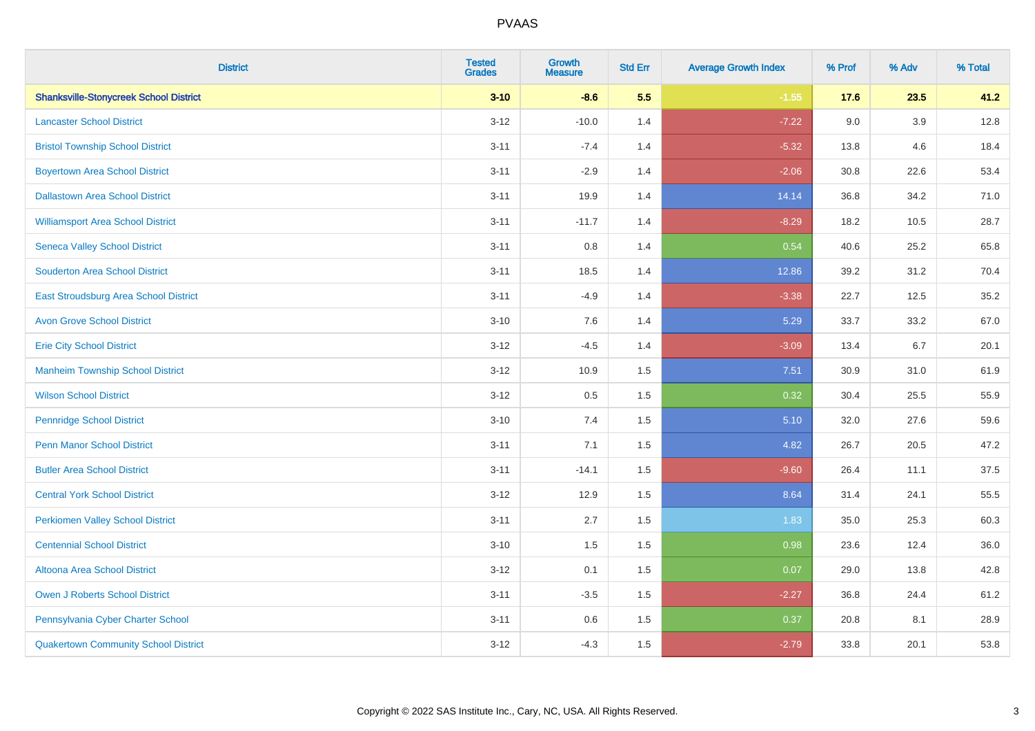| District | Tested Grades | Growth Measure | Std Err | Average Growth Index | % Prof | % Adv | % Total |
|---|---|---|---|---|---|---|---|
| **Shanksville-Stonycreek School District** | **3-10** | **-8.6** | **5.5** | **-1.55** | **17.6** | **23.5** | **41.2** |
| Lancaster School District | 3-12 | -10.0 | 1.4 | -7.22 | 9.0 | 3.9 | 12.8 |
| Bristol Township School District | 3-11 | -7.4 | 1.4 | -5.32 | 13.8 | 4.6 | 18.4 |
| Boyertown Area School District | 3-11 | -2.9 | 1.4 | -2.06 | 30.8 | 22.6 | 53.4 |
| Dallastown Area School District | 3-11 | 19.9 | 1.4 | 14.14 | 36.8 | 34.2 | 71.0 |
| Williamsport Area School District | 3-11 | -11.7 | 1.4 | -8.29 | 18.2 | 10.5 | 28.7 |
| Seneca Valley School District | 3-11 | 0.8 | 1.4 | 0.54 | 40.6 | 25.2 | 65.8 |
| Souderton Area School District | 3-11 | 18.5 | 1.4 | 12.86 | 39.2 | 31.2 | 70.4 |
| East Stroudsburg Area School District | 3-11 | -4.9 | 1.4 | -3.38 | 22.7 | 12.5 | 35.2 |
| Avon Grove School District | 3-10 | 7.6 | 1.4 | 5.29 | 33.7 | 33.2 | 67.0 |
| Erie City School District | 3-12 | -4.5 | 1.4 | -3.09 | 13.4 | 6.7 | 20.1 |
| Manheim Township School District | 3-12 | 10.9 | 1.5 | 7.51 | 30.9 | 31.0 | 61.9 |
| Wilson School District | 3-12 | 0.5 | 1.5 | 0.32 | 30.4 | 25.5 | 55.9 |
| Pennridge School District | 3-10 | 7.4 | 1.5 | 5.10 | 32.0 | 27.6 | 59.6 |
| Penn Manor School District | 3-11 | 7.1 | 1.5 | 4.82 | 26.7 | 20.5 | 47.2 |
| Butler Area School District | 3-11 | -14.1 | 1.5 | -9.60 | 26.4 | 11.1 | 37.5 |
| Central York School District | 3-12 | 12.9 | 1.5 | 8.64 | 31.4 | 24.1 | 55.5 |
| Perkiomen Valley School District | 3-11 | 2.7 | 1.5 | 1.83 | 35.0 | 25.3 | 60.3 |
| Centennial School District | 3-10 | 1.5 | 1.5 | 0.98 | 23.6 | 12.4 | 36.0 |
| Altoona Area School District | 3-12 | 0.1 | 1.5 | 0.07 | 29.0 | 13.8 | 42.8 |
| Owen J Roberts School District | 3-11 | -3.5 | 1.5 | -2.27 | 36.8 | 24.4 | 61.2 |
| Pennsylvania Cyber Charter School | 3-11 | 0.6 | 1.5 | 0.37 | 20.8 | 8.1 | 28.9 |
| Quakertown Community School District | 3-12 | -4.3 | 1.5 | -2.79 | 33.8 | 20.1 | 53.8 |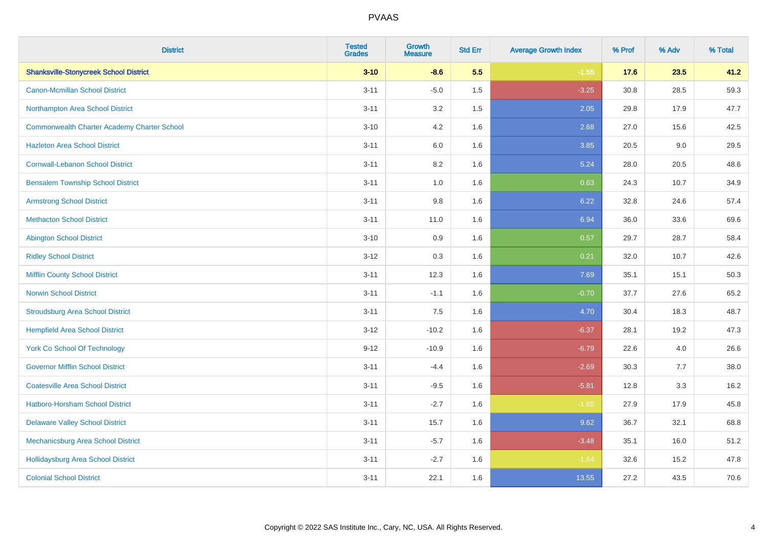PVAAS

| District | Tested Grades | Growth Measure | Std Err | Average Growth Index | % Prof | % Adv | % Total |
|---|---|---|---|---|---|---|---|
| **Shanksville-Stonycreek School District** | **3-10** | **-8.6** | **5.5** | **-1.55** | **17.6** | **23.5** | **41.2** |
| Canon-Mcmillan School District | 3-11 | -5.0 | 1.5 | -3.25 | 30.8 | 28.5 | 59.3 |
| Northampton Area School District | 3-11 | 3.2 | 1.5 | 2.05 | 29.8 | 17.9 | 47.7 |
| Commonwealth Charter Academy Charter School | 3-10 | 4.2 | 1.6 | 2.68 | 27.0 | 15.6 | 42.5 |
| Hazleton Area School District | 3-11 | 6.0 | 1.6 | 3.85 | 20.5 | 9.0 | 29.5 |
| Cornwall-Lebanon School District | 3-11 | 8.2 | 1.6 | 5.24 | 28.0 | 20.5 | 48.6 |
| Bensalem Township School District | 3-11 | 1.0 | 1.6 | 0.63 | 24.3 | 10.7 | 34.9 |
| Armstrong School District | 3-11 | 9.8 | 1.6 | 6.22 | 32.8 | 24.6 | 57.4 |
| Methacton School District | 3-11 | 11.0 | 1.6 | 6.94 | 36.0 | 33.6 | 69.6 |
| Abington School District | 3-10 | 0.9 | 1.6 | 0.57 | 29.7 | 28.7 | 58.4 |
| Ridley School District | 3-12 | 0.3 | 1.6 | 0.21 | 32.0 | 10.7 | 42.6 |
| Mifflin County School District | 3-11 | 12.3 | 1.6 | 7.69 | 35.1 | 15.1 | 50.3 |
| Norwin School District | 3-11 | -1.1 | 1.6 | -0.70 | 37.7 | 27.6 | 65.2 |
| Stroudsburg Area School District | 3-11 | 7.5 | 1.6 | 4.70 | 30.4 | 18.3 | 48.7 |
| Hempfield Area School District | 3-12 | -10.2 | 1.6 | -6.37 | 28.1 | 19.2 | 47.3 |
| York Co School Of Technology | 9-12 | -10.9 | 1.6 | -6.79 | 22.6 | 4.0 | 26.6 |
| Governor Mifflin School District | 3-11 | -4.4 | 1.6 | -2.69 | 30.3 | 7.7 | 38.0 |
| Coatesville Area School District | 3-11 | -9.5 | 1.6 | -5.81 | 12.8 | 3.3 | 16.2 |
| Hatboro-Horsham School District | 3-11 | -2.7 | 1.6 | -1.65 | 27.9 | 17.9 | 45.8 |
| Delaware Valley School District | 3-11 | 15.7 | 1.6 | 9.62 | 36.7 | 32.1 | 68.8 |
| Mechanicsburg Area School District | 3-11 | -5.7 | 1.6 | -3.48 | 35.1 | 16.0 | 51.2 |
| Hollidaysburg Area School District | 3-11 | -2.7 | 1.6 | -1.64 | 32.6 | 15.2 | 47.8 |
| Colonial School District | 3-11 | 22.1 | 1.6 | 13.55 | 27.2 | 43.5 | 70.6 |

Copyright © 2022 SAS Institute Inc., Cary, NC, USA. All Rights Reserved.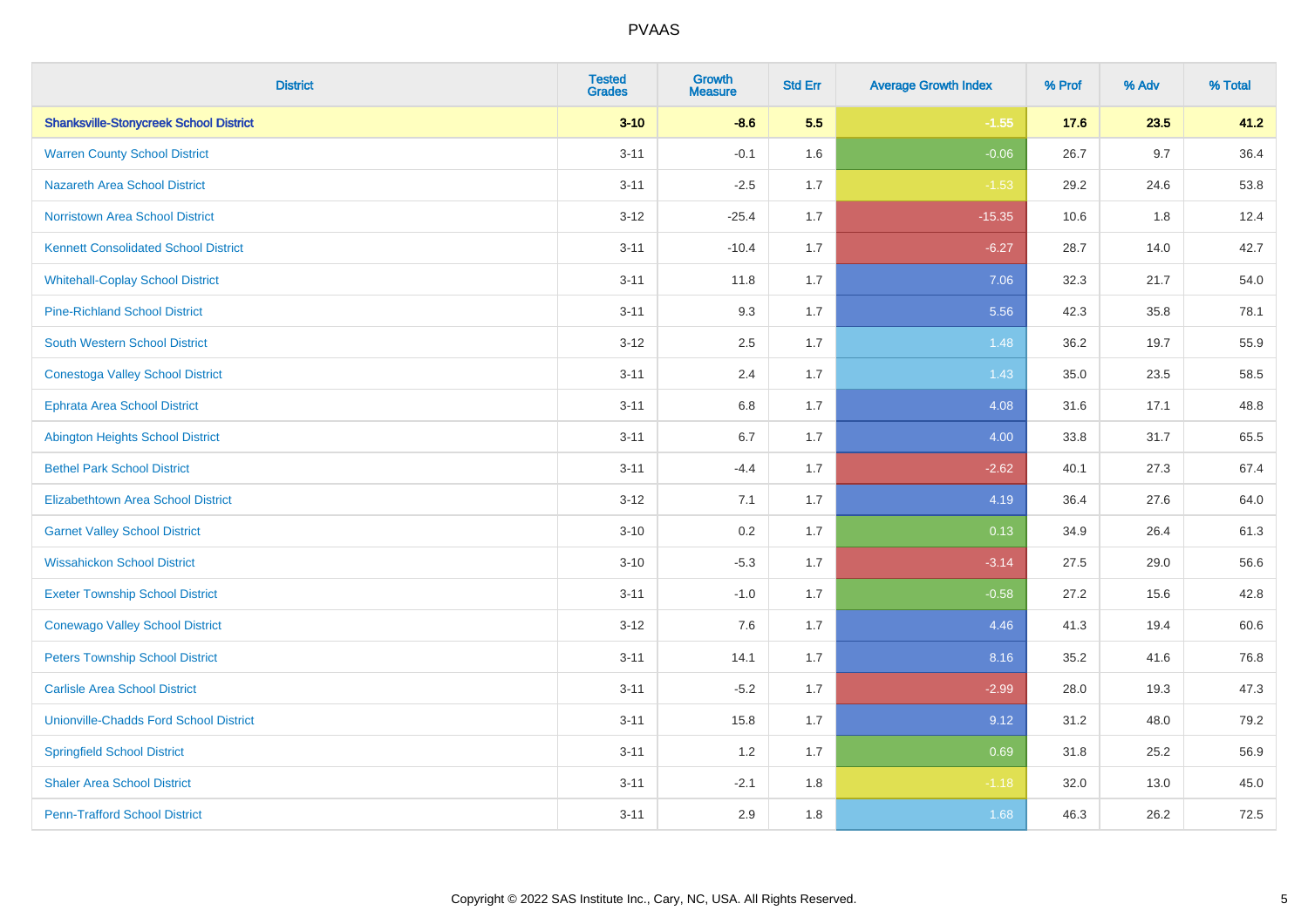PVAAS

| District | Tested Grades | Growth Measure | Std Err | Average Growth Index | % Prof | % Adv | % Total |
|---|---|---|---|---|---|---|---|
| **Shanksville-Stonycreek School District** | **3-10** | **-8.6** | **5.5** | **-1.55** | **17.6** | **23.5** | **41.2** |
| Warren County School District | 3-11 | -0.1 | 1.6 | -0.06 | 26.7 | 9.7 | 36.4 |
| Nazareth Area School District | 3-11 | -2.5 | 1.7 | -1.53 | 29.2 | 24.6 | 53.8 |
| Norristown Area School District | 3-12 | -25.4 | 1.7 | -15.35 | 10.6 | 1.8 | 12.4 |
| Kennett Consolidated School District | 3-11 | -10.4 | 1.7 | -6.27 | 28.7 | 14.0 | 42.7 |
| Whitehall-Coplay School District | 3-11 | 11.8 | 1.7 | 7.06 | 32.3 | 21.7 | 54.0 |
| Pine-Richland School District | 3-11 | 9.3 | 1.7 | 5.56 | 42.3 | 35.8 | 78.1 |
| South Western School District | 3-12 | 2.5 | 1.7 | 1.48 | 36.2 | 19.7 | 55.9 |
| Conestoga Valley School District | 3-11 | 2.4 | 1.7 | 1.43 | 35.0 | 23.5 | 58.5 |
| Ephrata Area School District | 3-11 | 6.8 | 1.7 | 4.08 | 31.6 | 17.1 | 48.8 |
| Abington Heights School District | 3-11 | 6.7 | 1.7 | 4.00 | 33.8 | 31.7 | 65.5 |
| Bethel Park School District | 3-11 | -4.4 | 1.7 | -2.62 | 40.1 | 27.3 | 67.4 |
| Elizabethtown Area School District | 3-12 | 7.1 | 1.7 | 4.19 | 36.4 | 27.6 | 64.0 |
| Garnet Valley School District | 3-10 | 0.2 | 1.7 | 0.13 | 34.9 | 26.4 | 61.3 |
| Wissahickon School District | 3-10 | -5.3 | 1.7 | -3.14 | 27.5 | 29.0 | 56.6 |
| Exeter Township School District | 3-11 | -1.0 | 1.7 | -0.58 | 27.2 | 15.6 | 42.8 |
| Conewago Valley School District | 3-12 | 7.6 | 1.7 | 4.46 | 41.3 | 19.4 | 60.6 |
| Peters Township School District | 3-11 | 14.1 | 1.7 | 8.16 | 35.2 | 41.6 | 76.8 |
| Carlisle Area School District | 3-11 | -5.2 | 1.7 | -2.99 | 28.0 | 19.3 | 47.3 |
| Unionville-Chadds Ford School District | 3-11 | 15.8 | 1.7 | 9.12 | 31.2 | 48.0 | 79.2 |
| Springfield School District | 3-11 | 1.2 | 1.7 | 0.69 | 31.8 | 25.2 | 56.9 |
| Shaler Area School District | 3-11 | -2.1 | 1.8 | -1.18 | 32.0 | 13.0 | 45.0 |
| Penn-Trafford School District | 3-11 | 2.9 | 1.8 | 1.68 | 46.3 | 26.2 | 72.5 |

Copyright © 2022 SAS Institute Inc., Cary, NC, USA. All Rights Reserved.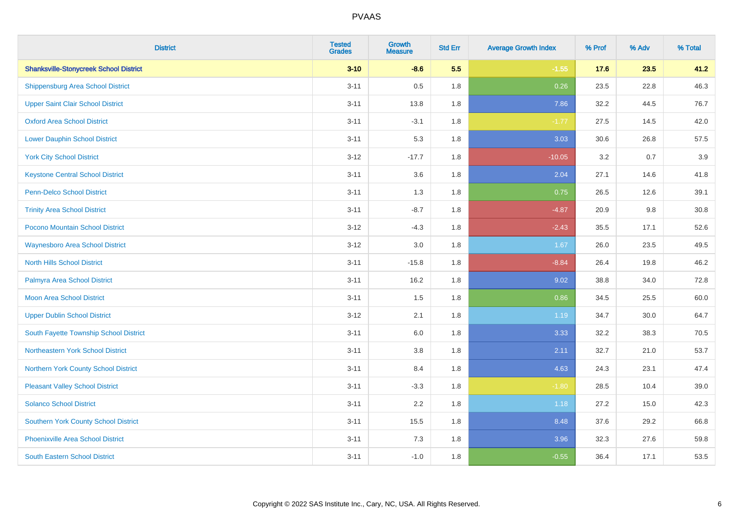# PVAAS

| District | Tested Grades | Growth Measure | Std Err | Average Growth Index | % Prof | % Adv | % Total |
|---|---|---|---|---|---|---|---|
| **Shanksville-Stonycreek School District** | **3-10** | **-8.6** | **5.5** | **-1.55** | **17.6** | **23.5** | **41.2** |
| Shippensburg Area School District | 3-11 | 0.5 | 1.8 | 0.26 | 23.5 | 22.8 | 46.3 |
| Upper Saint Clair School District | 3-11 | 13.8 | 1.8 | 7.86 | 32.2 | 44.5 | 76.7 |
| Oxford Area School District | 3-11 | -3.1 | 1.8 | -1.77 | 27.5 | 14.5 | 42.0 |
| Lower Dauphin School District | 3-11 | 5.3 | 1.8 | 3.03 | 30.6 | 26.8 | 57.5 |
| York City School District | 3-12 | -17.7 | 1.8 | -10.05 | 3.2 | 0.7 | 3.9 |
| Keystone Central School District | 3-11 | 3.6 | 1.8 | 2.04 | 27.1 | 14.6 | 41.8 |
| Penn-Delco School District | 3-11 | 1.3 | 1.8 | 0.75 | 26.5 | 12.6 | 39.1 |
| Trinity Area School District | 3-11 | -8.7 | 1.8 | -4.87 | 20.9 | 9.8 | 30.8 |
| Pocono Mountain School District | 3-12 | -4.3 | 1.8 | -2.43 | 35.5 | 17.1 | 52.6 |
| Waynesboro Area School District | 3-12 | 3.0 | 1.8 | 1.67 | 26.0 | 23.5 | 49.5 |
| North Hills School District | 3-11 | -15.8 | 1.8 | -8.84 | 26.4 | 19.8 | 46.2 |
| Palmyra Area School District | 3-11 | 16.2 | 1.8 | 9.02 | 38.8 | 34.0 | 72.8 |
| Moon Area School District | 3-11 | 1.5 | 1.8 | 0.86 | 34.5 | 25.5 | 60.0 |
| Upper Dublin School District | 3-12 | 2.1 | 1.8 | 1.19 | 34.7 | 30.0 | 64.7 |
| South Fayette Township School District | 3-11 | 6.0 | 1.8 | 3.33 | 32.2 | 38.3 | 70.5 |
| Northeastern York School District | 3-11 | 3.8 | 1.8 | 2.11 | 32.7 | 21.0 | 53.7 |
| Northern York County School District | 3-11 | 8.4 | 1.8 | 4.63 | 24.3 | 23.1 | 47.4 |
| Pleasant Valley School District | 3-11 | -3.3 | 1.8 | -1.80 | 28.5 | 10.4 | 39.0 |
| Solanco School District | 3-11 | 2.2 | 1.8 | 1.18 | 27.2 | 15.0 | 42.3 |
| Southern York County School District | 3-11 | 15.5 | 1.8 | 8.48 | 37.6 | 29.2 | 66.8 |
| Phoenixville Area School District | 3-11 | 7.3 | 1.8 | 3.96 | 32.3 | 27.6 | 59.8 |
| South Eastern School District | 3-11 | -1.0 | 1.8 | -0.55 | 36.4 | 17.1 | 53.5 |

Copyright © 2022 SAS Institute Inc., Cary, NC, USA. All Rights Reserved.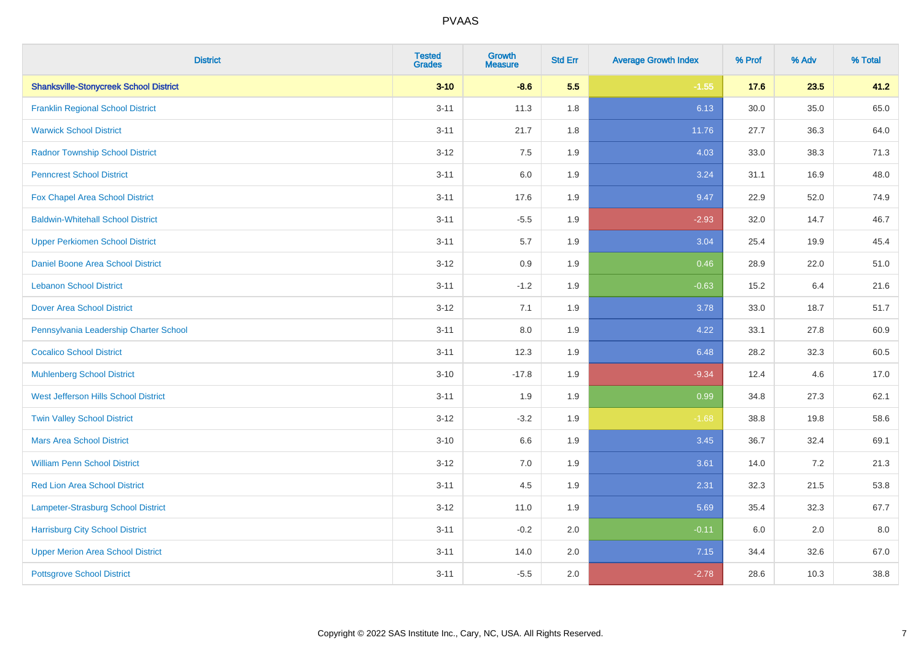# PVAAS

| District | Tested Grades | Growth Measure | Std Err | Average Growth Index | % Prof | % Adv | % Total |
|---|---|---|---|---|---|---|---|
| **Shanksville-Stonycreek School District** | **3-10** | **-8.6** | **5.5** | **-1.55** | **17.6** | **23.5** | **41.2** |
| Franklin Regional School District | 3-11 | 11.3 | 1.8 | 6.13 | 30.0 | 35.0 | 65.0 |
| Warwick School District | 3-11 | 21.7 | 1.8 | 11.76 | 27.7 | 36.3 | 64.0 |
| Radnor Township School District | 3-12 | 7.5 | 1.9 | 4.03 | 33.0 | 38.3 | 71.3 |
| Penncrest School District | 3-11 | 6.0 | 1.9 | 3.24 | 31.1 | 16.9 | 48.0 |
| Fox Chapel Area School District | 3-11 | 17.6 | 1.9 | 9.47 | 22.9 | 52.0 | 74.9 |
| Baldwin-Whitehall School District | 3-11 | -5.5 | 1.9 | -2.93 | 32.0 | 14.7 | 46.7 |
| Upper Perkiomen School District | 3-11 | 5.7 | 1.9 | 3.04 | 25.4 | 19.9 | 45.4 |
| Daniel Boone Area School District | 3-12 | 0.9 | 1.9 | 0.46 | 28.9 | 22.0 | 51.0 |
| Lebanon School District | 3-11 | -1.2 | 1.9 | -0.63 | 15.2 | 6.4 | 21.6 |
| Dover Area School District | 3-12 | 7.1 | 1.9 | 3.78 | 33.0 | 18.7 | 51.7 |
| Pennsylvania Leadership Charter School | 3-11 | 8.0 | 1.9 | 4.22 | 33.1 | 27.8 | 60.9 |
| Cocalico School District | 3-11 | 12.3 | 1.9 | 6.48 | 28.2 | 32.3 | 60.5 |
| Muhlenberg School District | 3-10 | -17.8 | 1.9 | -9.34 | 12.4 | 4.6 | 17.0 |
| West Jefferson Hills School District | 3-11 | 1.9 | 1.9 | 0.99 | 34.8 | 27.3 | 62.1 |
| Twin Valley School District | 3-12 | -3.2 | 1.9 | -1.68 | 38.8 | 19.8 | 58.6 |
| Mars Area School District | 3-10 | 6.6 | 1.9 | 3.45 | 36.7 | 32.4 | 69.1 |
| William Penn School District | 3-12 | 7.0 | 1.9 | 3.61 | 14.0 | 7.2 | 21.3 |
| Red Lion Area School District | 3-11 | 4.5 | 1.9 | 2.31 | 32.3 | 21.5 | 53.8 |
| Lampeter-Strasburg School District | 3-12 | 11.0 | 1.9 | 5.69 | 35.4 | 32.3 | 67.7 |
| Harrisburg City School District | 3-11 | -0.2 | 2.0 | -0.11 | 6.0 | 2.0 | 8.0 |
| Upper Merion Area School District | 3-11 | 14.0 | 2.0 | 7.15 | 34.4 | 32.6 | 67.0 |
| Pottsgrove School District | 3-11 | -5.5 | 2.0 | -2.78 | 28.6 | 10.3 | 38.8 |

Copyright © 2022 SAS Institute Inc., Cary, NC, USA. All Rights Reserved.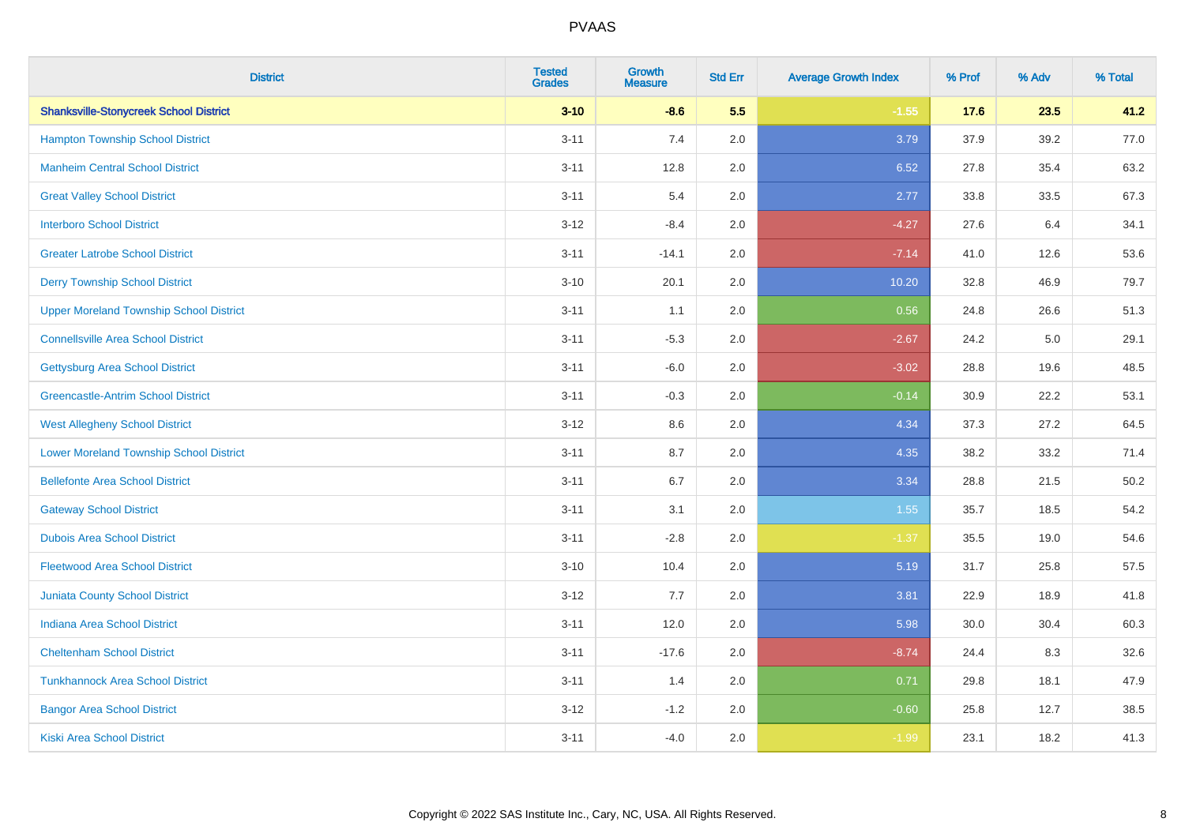| District | Tested Grades | Growth Measure | Std Err | Average Growth Index | % Prof | % Adv | % Total |
|---|---|---|---|---|---|---|---|
| **Shanksville-Stonycreek School District** | **3-10** | **-8.6** | **5.5** | **-1.55** | **17.6** | **23.5** | **41.2** |
| Hampton Township School District | 3-11 | 7.4 | 2.0 | 3.79 | 37.9 | 39.2 | 77.0 |
| Manheim Central School District | 3-11 | 12.8 | 2.0 | 6.52 | 27.8 | 35.4 | 63.2 |
| Great Valley School District | 3-11 | 5.4 | 2.0 | 2.77 | 33.8 | 33.5 | 67.3 |
| Interboro School District | 3-12 | -8.4 | 2.0 | -4.27 | 27.6 | 6.4 | 34.1 |
| Greater Latrobe School District | 3-11 | -14.1 | 2.0 | -7.14 | 41.0 | 12.6 | 53.6 |
| Derry Township School District | 3-10 | 20.1 | 2.0 | 10.20 | 32.8 | 46.9 | 79.7 |
| Upper Moreland Township School District | 3-11 | 1.1 | 2.0 | 0.56 | 24.8 | 26.6 | 51.3 |
| Connellsville Area School District | 3-11 | -5.3 | 2.0 | -2.67 | 24.2 | 5.0 | 29.1 |
| Gettysburg Area School District | 3-11 | -6.0 | 2.0 | -3.02 | 28.8 | 19.6 | 48.5 |
| Greencastle-Antrim School District | 3-11 | -0.3 | 2.0 | -0.14 | 30.9 | 22.2 | 53.1 |
| West Allegheny School District | 3-12 | 8.6 | 2.0 | 4.34 | 37.3 | 27.2 | 64.5 |
| Lower Moreland Township School District | 3-11 | 8.7 | 2.0 | 4.35 | 38.2 | 33.2 | 71.4 |
| Bellefonte Area School District | 3-11 | 6.7 | 2.0 | 3.34 | 28.8 | 21.5 | 50.2 |
| Gateway School District | 3-11 | 3.1 | 2.0 | 1.55 | 35.7 | 18.5 | 54.2 |
| Dubois Area School District | 3-11 | -2.8 | 2.0 | -1.37 | 35.5 | 19.0 | 54.6 |
| Fleetwood Area School District | 3-10 | 10.4 | 2.0 | 5.19 | 31.7 | 25.8 | 57.5 |
| Juniata County School District | 3-12 | 7.7 | 2.0 | 3.81 | 22.9 | 18.9 | 41.8 |
| Indiana Area School District | 3-11 | 12.0 | 2.0 | 5.98 | 30.0 | 30.4 | 60.3 |
| Cheltenham School District | 3-11 | -17.6 | 2.0 | -8.74 | 24.4 | 8.3 | 32.6 |
| Tunkhannock Area School District | 3-11 | 1.4 | 2.0 | 0.71 | 29.8 | 18.1 | 47.9 |
| Bangor Area School District | 3-12 | -1.2 | 2.0 | -0.60 | 25.8 | 12.7 | 38.5 |
| Kiski Area School District | 3-11 | -4.0 | 2.0 | -1.99 | 23.1 | 18.2 | 41.3 |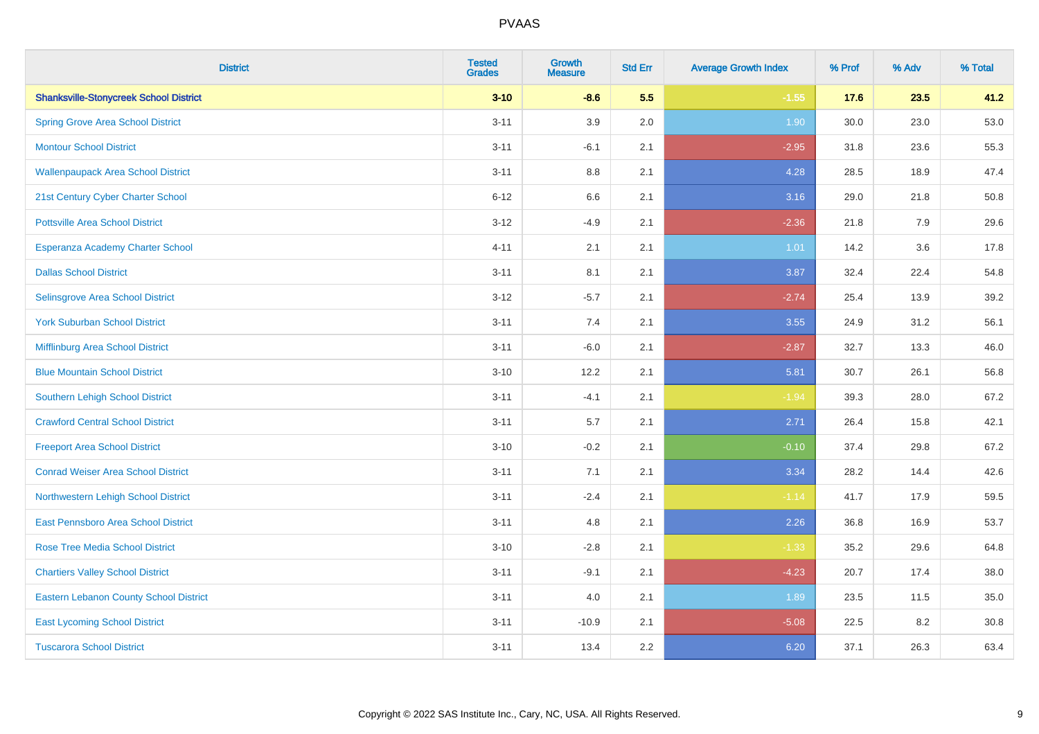| District | Tested Grades | Growth Measure | Std Err | Average Growth Index | % Prof | % Adv | % Total |
|---|---|---|---|---|---|---|---|
| **Shanksville-Stonycreek School District** | **3-10** | **-8.6** | **5.5** | **-1.55** | **17.6** | **23.5** | **41.2** |
| Spring Grove Area School District | 3-11 | 3.9 | 2.0 | 1.90 | 30.0 | 23.0 | 53.0 |
| Montour School District | 3-11 | -6.1 | 2.1 | -2.95 | 31.8 | 23.6 | 55.3 |
| Wallenpaupack Area School District | 3-11 | 8.8 | 2.1 | 4.28 | 28.5 | 18.9 | 47.4 |
| 21st Century Cyber Charter School | 6-12 | 6.6 | 2.1 | 3.16 | 29.0 | 21.8 | 50.8 |
| Pottsville Area School District | 3-12 | -4.9 | 2.1 | -2.36 | 21.8 | 7.9 | 29.6 |
| Esperanza Academy Charter School | 4-11 | 2.1 | 2.1 | 1.01 | 14.2 | 3.6 | 17.8 |
| Dallas School District | 3-11 | 8.1 | 2.1 | 3.87 | 32.4 | 22.4 | 54.8 |
| Selinsgrove Area School District | 3-12 | -5.7 | 2.1 | -2.74 | 25.4 | 13.9 | 39.2 |
| York Suburban School District | 3-11 | 7.4 | 2.1 | 3.55 | 24.9 | 31.2 | 56.1 |
| Mifflinburg Area School District | 3-11 | -6.0 | 2.1 | -2.87 | 32.7 | 13.3 | 46.0 |
| Blue Mountain School District | 3-10 | 12.2 | 2.1 | 5.81 | 30.7 | 26.1 | 56.8 |
| Southern Lehigh School District | 3-11 | -4.1 | 2.1 | -1.94 | 39.3 | 28.0 | 67.2 |
| Crawford Central School District | 3-11 | 5.7 | 2.1 | 2.71 | 26.4 | 15.8 | 42.1 |
| Freeport Area School District | 3-10 | -0.2 | 2.1 | -0.10 | 37.4 | 29.8 | 67.2 |
| Conrad Weiser Area School District | 3-11 | 7.1 | 2.1 | 3.34 | 28.2 | 14.4 | 42.6 |
| Northwestern Lehigh School District | 3-11 | -2.4 | 2.1 | -1.14 | 41.7 | 17.9 | 59.5 |
| East Pennsboro Area School District | 3-11 | 4.8 | 2.1 | 2.26 | 36.8 | 16.9 | 53.7 |
| Rose Tree Media School District | 3-10 | -2.8 | 2.1 | -1.33 | 35.2 | 29.6 | 64.8 |
| Chartiers Valley School District | 3-11 | -9.1 | 2.1 | -4.23 | 20.7 | 17.4 | 38.0 |
| Eastern Lebanon County School District | 3-11 | 4.0 | 2.1 | 1.89 | 23.5 | 11.5 | 35.0 |
| East Lycoming School District | 3-11 | -10.9 | 2.1 | -5.08 | 22.5 | 8.2 | 30.8 |
| Tuscarora School District | 3-11 | 13.4 | 2.2 | 6.20 | 37.1 | 26.3 | 63.4 |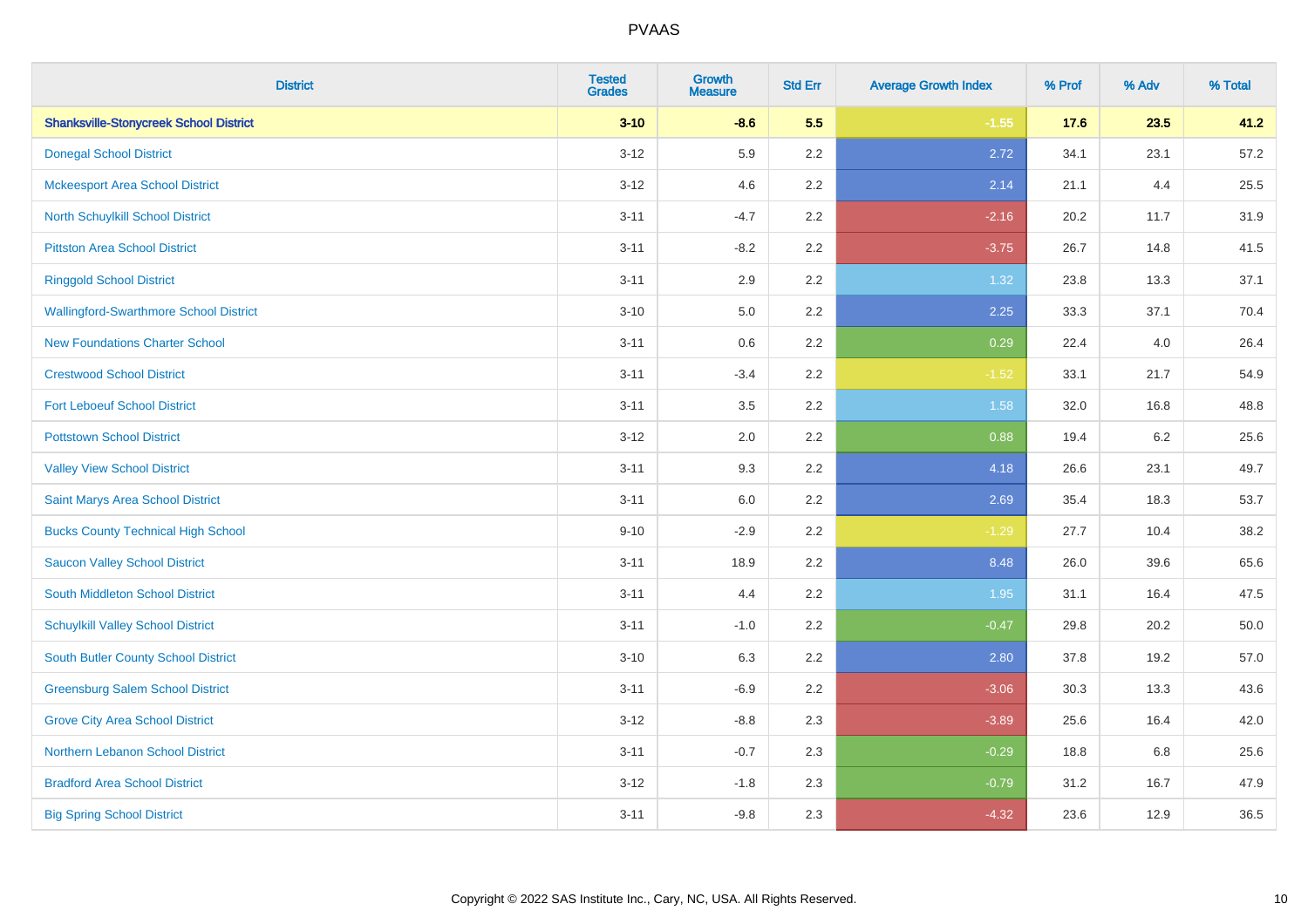| District | Tested Grades | Growth Measure | Std Err | Average Growth Index | % Prof | % Adv | % Total |
|---|---|---|---|---|---|---|---|
| **Shanksville-Stonycreek School District** | **3-10** | **-8.6** | **5.5** | **-1.55** | **17.6** | **23.5** | **41.2** |
| Donegal School District | 3-12 | 5.9 | 2.2 | 2.72 | 34.1 | 23.1 | 57.2 |
| Mckeesport Area School District | 3-12 | 4.6 | 2.2 | 2.14 | 21.1 | 4.4 | 25.5 |
| North Schuylkill School District | 3-11 | -4.7 | 2.2 | -2.16 | 20.2 | 11.7 | 31.9 |
| Pittston Area School District | 3-11 | -8.2 | 2.2 | -3.75 | 26.7 | 14.8 | 41.5 |
| Ringgold School District | 3-11 | 2.9 | 2.2 | 1.32 | 23.8 | 13.3 | 37.1 |
| Wallingford-Swarthmore School District | 3-10 | 5.0 | 2.2 | 2.25 | 33.3 | 37.1 | 70.4 |
| New Foundations Charter School | 3-11 | 0.6 | 2.2 | 0.29 | 22.4 | 4.0 | 26.4 |
| Crestwood School District | 3-11 | -3.4 | 2.2 | -1.52 | 33.1 | 21.7 | 54.9 |
| Fort Leboeuf School District | 3-11 | 3.5 | 2.2 | 1.58 | 32.0 | 16.8 | 48.8 |
| Pottstown School District | 3-12 | 2.0 | 2.2 | 0.88 | 19.4 | 6.2 | 25.6 |
| Valley View School District | 3-11 | 9.3 | 2.2 | 4.18 | 26.6 | 23.1 | 49.7 |
| Saint Marys Area School District | 3-11 | 6.0 | 2.2 | 2.69 | 35.4 | 18.3 | 53.7 |
| Bucks County Technical High School | 9-10 | -2.9 | 2.2 | -1.29 | 27.7 | 10.4 | 38.2 |
| Saucon Valley School District | 3-11 | 18.9 | 2.2 | 8.48 | 26.0 | 39.6 | 65.6 |
| South Middleton School District | 3-11 | 4.4 | 2.2 | 1.95 | 31.1 | 16.4 | 47.5 |
| Schuylkill Valley School District | 3-11 | -1.0 | 2.2 | -0.47 | 29.8 | 20.2 | 50.0 |
| South Butler County School District | 3-10 | 6.3 | 2.2 | 2.80 | 37.8 | 19.2 | 57.0 |
| Greensburg Salem School District | 3-11 | -6.9 | 2.2 | -3.06 | 30.3 | 13.3 | 43.6 |
| Grove City Area School District | 3-12 | -8.8 | 2.3 | -3.89 | 25.6 | 16.4 | 42.0 |
| Northern Lebanon School District | 3-11 | -0.7 | 2.3 | -0.29 | 18.8 | 6.8 | 25.6 |
| Bradford Area School District | 3-12 | -1.8 | 2.3 | -0.79 | 31.2 | 16.7 | 47.9 |
| Big Spring School District | 3-11 | -9.8 | 2.3 | -4.32 | 23.6 | 12.9 | 36.5 |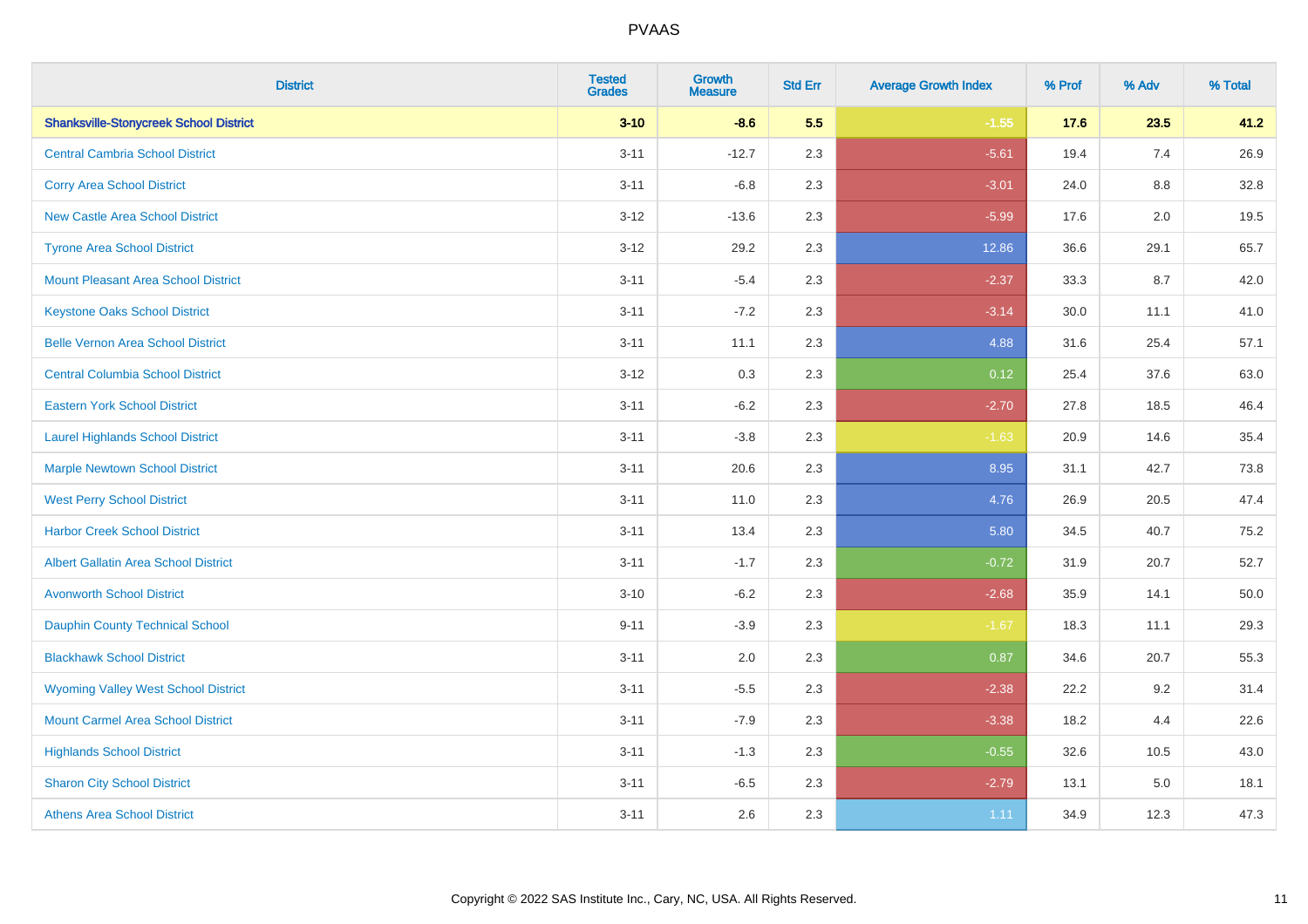| District | Tested Grades | Growth Measure | Std Err | Average Growth Index | % Prof | % Adv | % Total |
|---|---|---|---|---|---|---|---|
| **Shanksville-Stonycreek School District** | **3-10** | **-8.6** | **5.5** | **-1.55** | **17.6** | **23.5** | **41.2** |
| Central Cambria School District | 3-11 | -12.7 | 2.3 | -5.61 | 19.4 | 7.4 | 26.9 |
| Corry Area School District | 3-11 | -6.8 | 2.3 | -3.01 | 24.0 | 8.8 | 32.8 |
| New Castle Area School District | 3-12 | -13.6 | 2.3 | -5.99 | 17.6 | 2.0 | 19.5 |
| Tyrone Area School District | 3-12 | 29.2 | 2.3 | 12.86 | 36.6 | 29.1 | 65.7 |
| Mount Pleasant Area School District | 3-11 | -5.4 | 2.3 | -2.37 | 33.3 | 8.7 | 42.0 |
| Keystone Oaks School District | 3-11 | -7.2 | 2.3 | -3.14 | 30.0 | 11.1 | 41.0 |
| Belle Vernon Area School District | 3-11 | 11.1 | 2.3 | 4.88 | 31.6 | 25.4 | 57.1 |
| Central Columbia School District | 3-12 | 0.3 | 2.3 | 0.12 | 25.4 | 37.6 | 63.0 |
| Eastern York School District | 3-11 | -6.2 | 2.3 | -2.70 | 27.8 | 18.5 | 46.4 |
| Laurel Highlands School District | 3-11 | -3.8 | 2.3 | -1.63 | 20.9 | 14.6 | 35.4 |
| Marple Newtown School District | 3-11 | 20.6 | 2.3 | 8.95 | 31.1 | 42.7 | 73.8 |
| West Perry School District | 3-11 | 11.0 | 2.3 | 4.76 | 26.9 | 20.5 | 47.4 |
| Harbor Creek School District | 3-11 | 13.4 | 2.3 | 5.80 | 34.5 | 40.7 | 75.2 |
| Albert Gallatin Area School District | 3-11 | -1.7 | 2.3 | -0.72 | 31.9 | 20.7 | 52.7 |
| Avonworth School District | 3-10 | -6.2 | 2.3 | -2.68 | 35.9 | 14.1 | 50.0 |
| Dauphin County Technical School | 9-11 | -3.9 | 2.3 | -1.67 | 18.3 | 11.1 | 29.3 |
| Blackhawk School District | 3-11 | 2.0 | 2.3 | 0.87 | 34.6 | 20.7 | 55.3 |
| Wyoming Valley West School District | 3-11 | -5.5 | 2.3 | -2.38 | 22.2 | 9.2 | 31.4 |
| Mount Carmel Area School District | 3-11 | -7.9 | 2.3 | -3.38 | 18.2 | 4.4 | 22.6 |
| Highlands School District | 3-11 | -1.3 | 2.3 | -0.55 | 32.6 | 10.5 | 43.0 |
| Sharon City School District | 3-11 | -6.5 | 2.3 | -2.79 | 13.1 | 5.0 | 18.1 |
| Athens Area School District | 3-11 | 2.6 | 2.3 | 1.11 | 34.9 | 12.3 | 47.3 |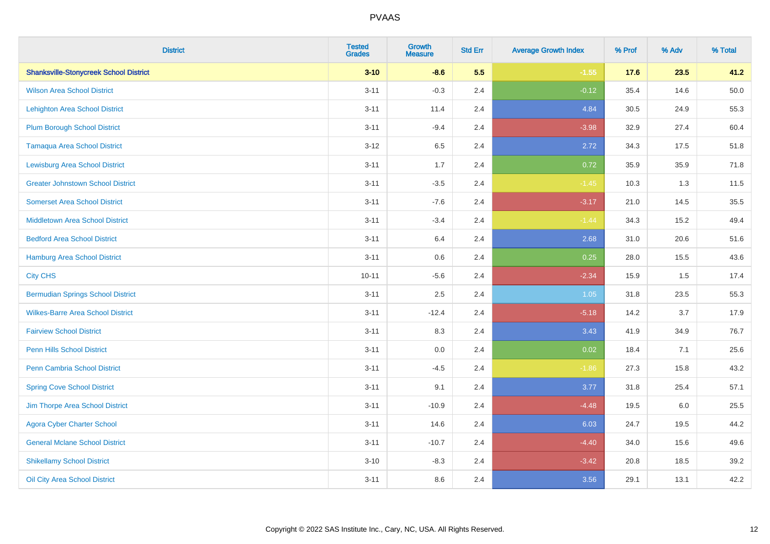| District | Tested Grades | Growth Measure | Std Err | Average Growth Index | % Prof | % Adv | % Total |
|---|---|---|---|---|---|---|---|
| **Shanksville-Stonycreek School District** | **3-10** | **-8.6** | **5.5** | **-1.55** | **17.6** | **23.5** | **41.2** |
| Wilson Area School District | 3-11 | -0.3 | 2.4 | -0.12 | 35.4 | 14.6 | 50.0 |
| Lehighton Area School District | 3-11 | 11.4 | 2.4 | 4.84 | 30.5 | 24.9 | 55.3 |
| Plum Borough School District | 3-11 | -9.4 | 2.4 | -3.98 | 32.9 | 27.4 | 60.4 |
| Tamaqua Area School District | 3-12 | 6.5 | 2.4 | 2.72 | 34.3 | 17.5 | 51.8 |
| Lewisburg Area School District | 3-11 | 1.7 | 2.4 | 0.72 | 35.9 | 35.9 | 71.8 |
| Greater Johnstown School District | 3-11 | -3.5 | 2.4 | -1.45 | 10.3 | 1.3 | 11.5 |
| Somerset Area School District | 3-11 | -7.6 | 2.4 | -3.17 | 21.0 | 14.5 | 35.5 |
| Middletown Area School District | 3-11 | -3.4 | 2.4 | -1.44 | 34.3 | 15.2 | 49.4 |
| Bedford Area School District | 3-11 | 6.4 | 2.4 | 2.68 | 31.0 | 20.6 | 51.6 |
| Hamburg Area School District | 3-11 | 0.6 | 2.4 | 0.25 | 28.0 | 15.5 | 43.6 |
| City CHS | 10-11 | -5.6 | 2.4 | -2.34 | 15.9 | 1.5 | 17.4 |
| Bermudian Springs School District | 3-11 | 2.5 | 2.4 | 1.05 | 31.8 | 23.5 | 55.3 |
| Wilkes-Barre Area School District | 3-11 | -12.4 | 2.4 | -5.18 | 14.2 | 3.7 | 17.9 |
| Fairview School District | 3-11 | 8.3 | 2.4 | 3.43 | 41.9 | 34.9 | 76.7 |
| Penn Hills School District | 3-11 | 0.0 | 2.4 | 0.02 | 18.4 | 7.1 | 25.6 |
| Penn Cambria School District | 3-11 | -4.5 | 2.4 | -1.86 | 27.3 | 15.8 | 43.2 |
| Spring Cove School District | 3-11 | 9.1 | 2.4 | 3.77 | 31.8 | 25.4 | 57.1 |
| Jim Thorpe Area School District | 3-11 | -10.9 | 2.4 | -4.48 | 19.5 | 6.0 | 25.5 |
| Agora Cyber Charter School | 3-11 | 14.6 | 2.4 | 6.03 | 24.7 | 19.5 | 44.2 |
| General Mclane School District | 3-11 | -10.7 | 2.4 | -4.40 | 34.0 | 15.6 | 49.6 |
| Shikellamy School District | 3-10 | -8.3 | 2.4 | -3.42 | 20.8 | 18.5 | 39.2 |
| Oil City Area School District | 3-11 | 8.6 | 2.4 | 3.56 | 29.1 | 13.1 | 42.2 |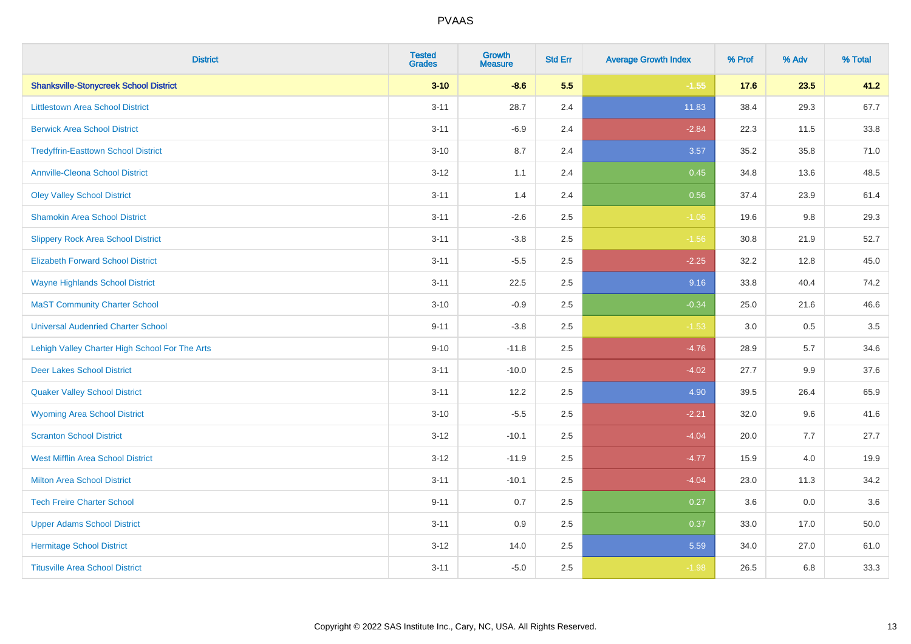| District | Tested Grades | Growth Measure | Std Err | Average Growth Index | % Prof | % Adv | % Total |
|---|---|---|---|---|---|---|---|
| **Shanksville-Stonycreek School District** | **3-10** | **-8.6** | **5.5** | **-1.55** | **17.6** | **23.5** | **41.2** |
| Littlestown Area School District | 3-11 | 28.7 | 2.4 | 11.83 | 38.4 | 29.3 | 67.7 |
| Berwick Area School District | 3-11 | -6.9 | 2.4 | -2.84 | 22.3 | 11.5 | 33.8 |
| Tredyffrin-Easttown School District | 3-10 | 8.7 | 2.4 | 3.57 | 35.2 | 35.8 | 71.0 |
| Annville-Cleona School District | 3-12 | 1.1 | 2.4 | 0.45 | 34.8 | 13.6 | 48.5 |
| Oley Valley School District | 3-11 | 1.4 | 2.4 | 0.56 | 37.4 | 23.9 | 61.4 |
| Shamokin Area School District | 3-11 | -2.6 | 2.5 | -1.06 | 19.6 | 9.8 | 29.3 |
| Slippery Rock Area School District | 3-11 | -3.8 | 2.5 | -1.56 | 30.8 | 21.9 | 52.7 |
| Elizabeth Forward School District | 3-11 | -5.5 | 2.5 | -2.25 | 32.2 | 12.8 | 45.0 |
| Wayne Highlands School District | 3-11 | 22.5 | 2.5 | 9.16 | 33.8 | 40.4 | 74.2 |
| MaST Community Charter School | 3-10 | -0.9 | 2.5 | -0.34 | 25.0 | 21.6 | 46.6 |
| Universal Audenried Charter School | 9-11 | -3.8 | 2.5 | -1.53 | 3.0 | 0.5 | 3.5 |
| Lehigh Valley Charter High School For The Arts | 9-10 | -11.8 | 2.5 | -4.76 | 28.9 | 5.7 | 34.6 |
| Deer Lakes School District | 3-11 | -10.0 | 2.5 | -4.02 | 27.7 | 9.9 | 37.6 |
| Quaker Valley School District | 3-11 | 12.2 | 2.5 | 4.90 | 39.5 | 26.4 | 65.9 |
| Wyoming Area School District | 3-10 | -5.5 | 2.5 | -2.21 | 32.0 | 9.6 | 41.6 |
| Scranton School District | 3-12 | -10.1 | 2.5 | -4.04 | 20.0 | 7.7 | 27.7 |
| West Mifflin Area School District | 3-12 | -11.9 | 2.5 | -4.77 | 15.9 | 4.0 | 19.9 |
| Milton Area School District | 3-11 | -10.1 | 2.5 | -4.04 | 23.0 | 11.3 | 34.2 |
| Tech Freire Charter School | 9-11 | 0.7 | 2.5 | 0.27 | 3.6 | 0.0 | 3.6 |
| Upper Adams School District | 3-11 | 0.9 | 2.5 | 0.37 | 33.0 | 17.0 | 50.0 |
| Hermitage School District | 3-12 | 14.0 | 2.5 | 5.59 | 34.0 | 27.0 | 61.0 |
| Titusville Area School District | 3-11 | -5.0 | 2.5 | -1.98 | 26.5 | 6.8 | 33.3 |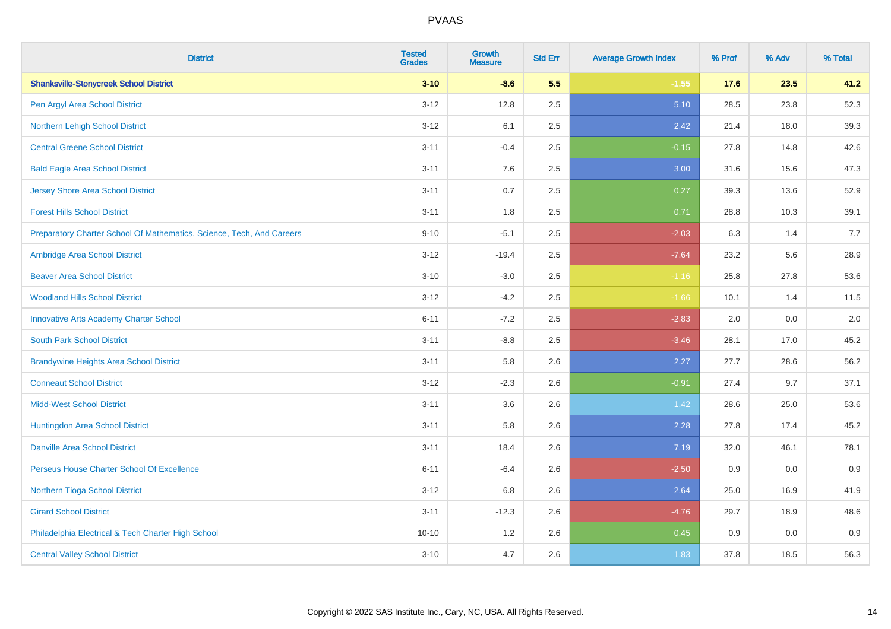| District | Tested Grades | Growth Measure | Std Err | Average Growth Index | % Prof | % Adv | % Total |
|---|---|---|---|---|---|---|---|
| **Shanksville-Stonycreek School District** | **3-10** | **-8.6** | **5.5** | **-1.55** | **17.6** | **23.5** | **41.2** |
| Pen Argyl Area School District | 3-12 | 12.8 | 2.5 | 5.10 | 28.5 | 23.8 | 52.3 |
| Northern Lehigh School District | 3-12 | 6.1 | 2.5 | 2.42 | 21.4 | 18.0 | 39.3 |
| Central Greene School District | 3-11 | -0.4 | 2.5 | -0.15 | 27.8 | 14.8 | 42.6 |
| Bald Eagle Area School District | 3-11 | 7.6 | 2.5 | 3.00 | 31.6 | 15.6 | 47.3 |
| Jersey Shore Area School District | 3-11 | 0.7 | 2.5 | 0.27 | 39.3 | 13.6 | 52.9 |
| Forest Hills School District | 3-11 | 1.8 | 2.5 | 0.71 | 28.8 | 10.3 | 39.1 |
| Preparatory Charter School Of Mathematics, Science, Tech, And Careers | 9-10 | -5.1 | 2.5 | -2.03 | 6.3 | 1.4 | 7.7 |
| Ambridge Area School District | 3-12 | -19.4 | 2.5 | -7.64 | 23.2 | 5.6 | 28.9 |
| Beaver Area School District | 3-10 | -3.0 | 2.5 | -1.16 | 25.8 | 27.8 | 53.6 |
| Woodland Hills School District | 3-12 | -4.2 | 2.5 | -1.66 | 10.1 | 1.4 | 11.5 |
| Innovative Arts Academy Charter School | 6-11 | -7.2 | 2.5 | -2.83 | 2.0 | 0.0 | 2.0 |
| South Park School District | 3-11 | -8.8 | 2.5 | -3.46 | 28.1 | 17.0 | 45.2 |
| Brandywine Heights Area School District | 3-11 | 5.8 | 2.6 | 2.27 | 27.7 | 28.6 | 56.2 |
| Conneaut School District | 3-12 | -2.3 | 2.6 | -0.91 | 27.4 | 9.7 | 37.1 |
| Midd-West School District | 3-11 | 3.6 | 2.6 | 1.42 | 28.6 | 25.0 | 53.6 |
| Huntingdon Area School District | 3-11 | 5.8 | 2.6 | 2.28 | 27.8 | 17.4 | 45.2 |
| Danville Area School District | 3-11 | 18.4 | 2.6 | 7.19 | 32.0 | 46.1 | 78.1 |
| Perseus House Charter School Of Excellence | 6-11 | -6.4 | 2.6 | -2.50 | 0.9 | 0.0 | 0.9 |
| Northern Tioga School District | 3-12 | 6.8 | 2.6 | 2.64 | 25.0 | 16.9 | 41.9 |
| Girard School District | 3-11 | -12.3 | 2.6 | -4.76 | 29.7 | 18.9 | 48.6 |
| Philadelphia Electrical & Tech Charter High School | 10-10 | 1.2 | 2.6 | 0.45 | 0.9 | 0.0 | 0.9 |
| Central Valley School District | 3-10 | 4.7 | 2.6 | 1.83 | 37.8 | 18.5 | 56.3 |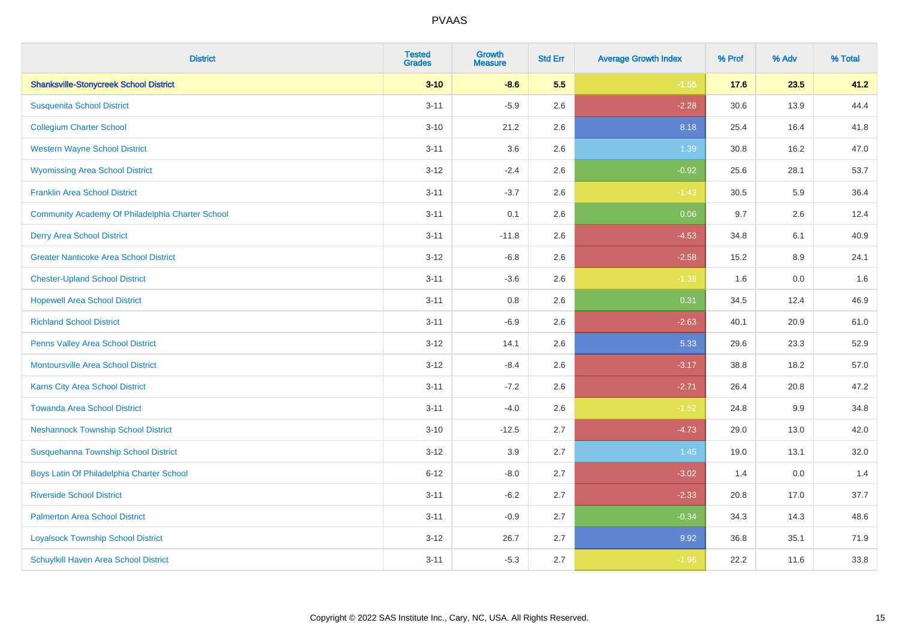| District | Tested Grades | Growth Measure | Std Err | Average Growth Index | % Prof | % Adv | % Total |
|---|---|---|---|---|---|---|---|
| **Shanksville-Stonycreek School District** | **3-10** | **-8.6** | **5.5** | **-1.55** | **17.6** | **23.5** | **41.2** |
| Susquenita School District | 3-11 | -5.9 | 2.6 | -2.28 | 30.6 | 13.9 | 44.4 |
| Collegium Charter School | 3-10 | 21.2 | 2.6 | 8.18 | 25.4 | 16.4 | 41.8 |
| Western Wayne School District | 3-11 | 3.6 | 2.6 | 1.39 | 30.8 | 16.2 | 47.0 |
| Wyomissing Area School District | 3-12 | -2.4 | 2.6 | -0.92 | 25.6 | 28.1 | 53.7 |
| Franklin Area School District | 3-11 | -3.7 | 2.6 | -1.43 | 30.5 | 5.9 | 36.4 |
| Community Academy Of Philadelphia Charter School | 3-11 | 0.1 | 2.6 | 0.06 | 9.7 | 2.6 | 12.4 |
| Derry Area School District | 3-11 | -11.8 | 2.6 | -4.53 | 34.8 | 6.1 | 40.9 |
| Greater Nanticoke Area School District | 3-12 | -6.8 | 2.6 | -2.58 | 15.2 | 8.9 | 24.1 |
| Chester-Upland School District | 3-11 | -3.6 | 2.6 | -1.38 | 1.6 | 0.0 | 1.6 |
| Hopewell Area School District | 3-11 | 0.8 | 2.6 | 0.31 | 34.5 | 12.4 | 46.9 |
| Richland School District | 3-11 | -6.9 | 2.6 | -2.63 | 40.1 | 20.9 | 61.0 |
| Penns Valley Area School District | 3-12 | 14.1 | 2.6 | 5.33 | 29.6 | 23.3 | 52.9 |
| Montoursville Area School District | 3-12 | -8.4 | 2.6 | -3.17 | 38.8 | 18.2 | 57.0 |
| Karns City Area School District | 3-11 | -7.2 | 2.6 | -2.71 | 26.4 | 20.8 | 47.2 |
| Towanda Area School District | 3-11 | -4.0 | 2.6 | -1.52 | 24.8 | 9.9 | 34.8 |
| Neshannock Township School District | 3-10 | -12.5 | 2.7 | -4.73 | 29.0 | 13.0 | 42.0 |
| Susquehanna Township School District | 3-12 | 3.9 | 2.7 | 1.45 | 19.0 | 13.1 | 32.0 |
| Boys Latin Of Philadelphia Charter School | 6-12 | -8.0 | 2.7 | -3.02 | 1.4 | 0.0 | 1.4 |
| Riverside School District | 3-11 | -6.2 | 2.7 | -2.33 | 20.8 | 17.0 | 37.7 |
| Palmerton Area School District | 3-11 | -0.9 | 2.7 | -0.34 | 34.3 | 14.3 | 48.6 |
| Loyalsock Township School District | 3-12 | 26.7 | 2.7 | 9.92 | 36.8 | 35.1 | 71.9 |
| Schuylkill Haven Area School District | 3-11 | -5.3 | 2.7 | -1.96 | 22.2 | 11.6 | 33.8 |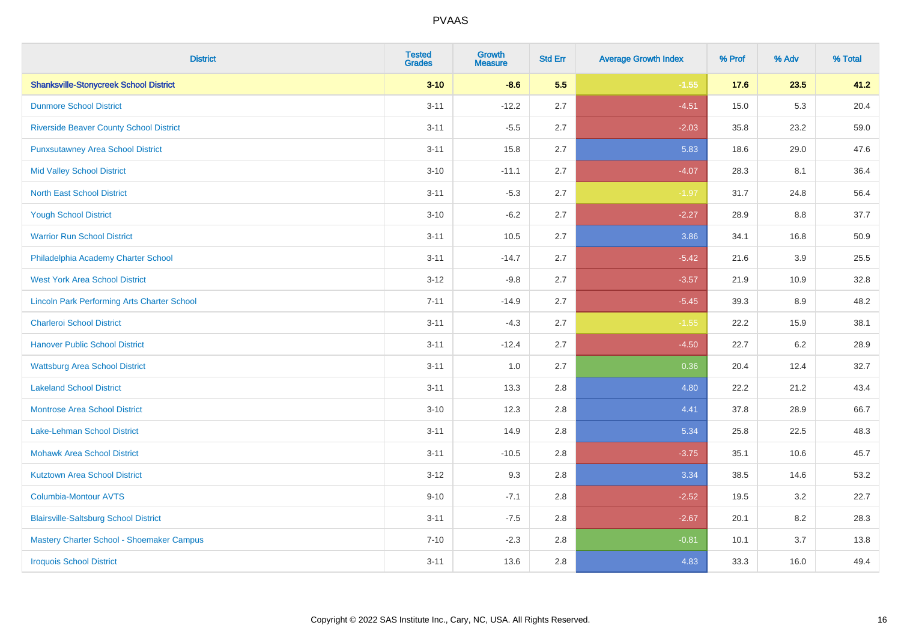# PVAAS

| District | Tested Grades | Growth Measure | Std Err | Average Growth Index | % Prof | % Adv | % Total |
|---|---|---|---|---|---|---|---|
| **Shanksville-Stonycreek School District** | **3-10** | **-8.6** | **5.5** | **-1.55** | **17.6** | **23.5** | **41.2** |
| Dunmore School District | 3-11 | -12.2 | 2.7 | -4.51 | 15.0 | 5.3 | 20.4 |
| Riverside Beaver County School District | 3-11 | -5.5 | 2.7 | -2.03 | 35.8 | 23.2 | 59.0 |
| Punxsutawney Area School District | 3-11 | 15.8 | 2.7 | 5.83 | 18.6 | 29.0 | 47.6 |
| Mid Valley School District | 3-10 | -11.1 | 2.7 | -4.07 | 28.3 | 8.1 | 36.4 |
| North East School District | 3-11 | -5.3 | 2.7 | -1.97 | 31.7 | 24.8 | 56.4 |
| Yough School District | 3-10 | -6.2 | 2.7 | -2.27 | 28.9 | 8.8 | 37.7 |
| Warrior Run School District | 3-11 | 10.5 | 2.7 | 3.86 | 34.1 | 16.8 | 50.9 |
| Philadelphia Academy Charter School | 3-11 | -14.7 | 2.7 | -5.42 | 21.6 | 3.9 | 25.5 |
| West York Area School District | 3-12 | -9.8 | 2.7 | -3.57 | 21.9 | 10.9 | 32.8 |
| Lincoln Park Performing Arts Charter School | 7-11 | -14.9 | 2.7 | -5.45 | 39.3 | 8.9 | 48.2 |
| Charleroi School District | 3-11 | -4.3 | 2.7 | -1.55 | 22.2 | 15.9 | 38.1 |
| Hanover Public School District | 3-11 | -12.4 | 2.7 | -4.50 | 22.7 | 6.2 | 28.9 |
| Wattsburg Area School District | 3-11 | 1.0 | 2.7 | 0.36 | 20.4 | 12.4 | 32.7 |
| Lakeland School District | 3-11 | 13.3 | 2.8 | 4.80 | 22.2 | 21.2 | 43.4 |
| Montrose Area School District | 3-10 | 12.3 | 2.8 | 4.41 | 37.8 | 28.9 | 66.7 |
| Lake-Lehman School District | 3-11 | 14.9 | 2.8 | 5.34 | 25.8 | 22.5 | 48.3 |
| Mohawk Area School District | 3-11 | -10.5 | 2.8 | -3.75 | 35.1 | 10.6 | 45.7 |
| Kutztown Area School District | 3-12 | 9.3 | 2.8 | 3.34 | 38.5 | 14.6 | 53.2 |
| Columbia-Montour AVTS | 9-10 | -7.1 | 2.8 | -2.52 | 19.5 | 3.2 | 22.7 |
| Blairsville-Saltsburg School District | 3-11 | -7.5 | 2.8 | -2.67 | 20.1 | 8.2 | 28.3 |
| Mastery Charter School - Shoemaker Campus | 7-10 | -2.3 | 2.8 | -0.81 | 10.1 | 3.7 | 13.8 |
| Iroquois School District | 3-11 | 13.6 | 2.8 | 4.83 | 33.3 | 16.0 | 49.4 |

Copyright © 2022 SAS Institute Inc., Cary, NC, USA. All Rights Reserved.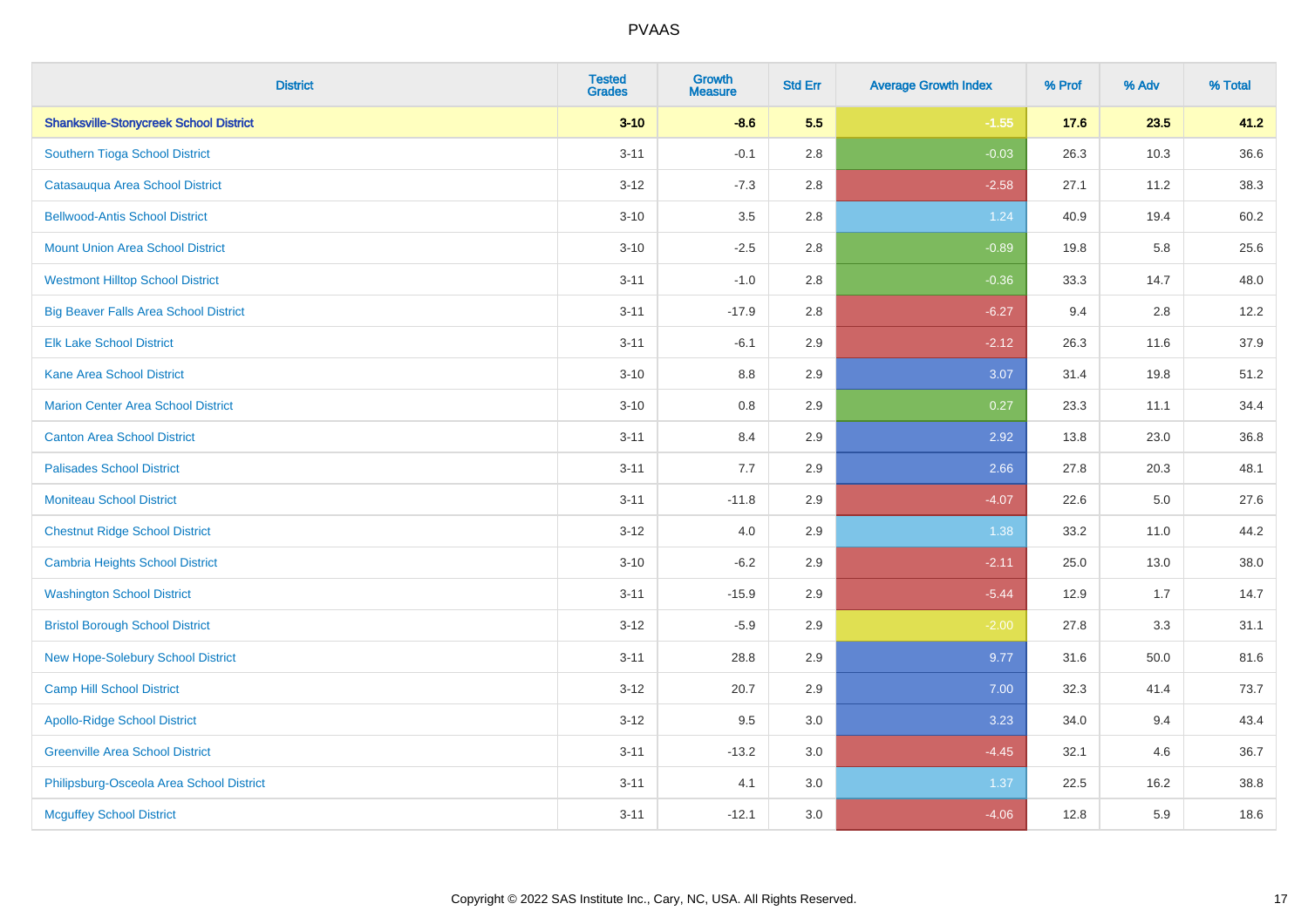# PVAAS

| District | Tested Grades | Growth Measure | Std Err | Average Growth Index | % Prof | % Adv | % Total |
|---|---|---|---|---|---|---|---|
| **Shanksville-Stonycreek School District** | **3-10** | **-8.6** | **5.5** | **-1.55** | **17.6** | **23.5** | **41.2** |
| Southern Tioga School District | 3-11 | -0.1 | 2.8 | -0.03 | 26.3 | 10.3 | 36.6 |
| Catasauqua Area School District | 3-12 | -7.3 | 2.8 | -2.58 | 27.1 | 11.2 | 38.3 |
| Bellwood-Antis School District | 3-10 | 3.5 | 2.8 | 1.24 | 40.9 | 19.4 | 60.2 |
| Mount Union Area School District | 3-10 | -2.5 | 2.8 | -0.89 | 19.8 | 5.8 | 25.6 |
| Westmont Hilltop School District | 3-11 | -1.0 | 2.8 | -0.36 | 33.3 | 14.7 | 48.0 |
| Big Beaver Falls Area School District | 3-11 | -17.9 | 2.8 | -6.27 | 9.4 | 2.8 | 12.2 |
| Elk Lake School District | 3-11 | -6.1 | 2.9 | -2.12 | 26.3 | 11.6 | 37.9 |
| Kane Area School District | 3-10 | 8.8 | 2.9 | 3.07 | 31.4 | 19.8 | 51.2 |
| Marion Center Area School District | 3-10 | 0.8 | 2.9 | 0.27 | 23.3 | 11.1 | 34.4 |
| Canton Area School District | 3-11 | 8.4 | 2.9 | 2.92 | 13.8 | 23.0 | 36.8 |
| Palisades School District | 3-11 | 7.7 | 2.9 | 2.66 | 27.8 | 20.3 | 48.1 |
| Moniteau School District | 3-11 | -11.8 | 2.9 | -4.07 | 22.6 | 5.0 | 27.6 |
| Chestnut Ridge School District | 3-12 | 4.0 | 2.9 | 1.38 | 33.2 | 11.0 | 44.2 |
| Cambria Heights School District | 3-10 | -6.2 | 2.9 | -2.11 | 25.0 | 13.0 | 38.0 |
| Washington School District | 3-11 | -15.9 | 2.9 | -5.44 | 12.9 | 1.7 | 14.7 |
| Bristol Borough School District | 3-12 | -5.9 | 2.9 | -2.00 | 27.8 | 3.3 | 31.1 |
| New Hope-Solebury School District | 3-11 | 28.8 | 2.9 | 9.77 | 31.6 | 50.0 | 81.6 |
| Camp Hill School District | 3-12 | 20.7 | 2.9 | 7.00 | 32.3 | 41.4 | 73.7 |
| Apollo-Ridge School District | 3-12 | 9.5 | 3.0 | 3.23 | 34.0 | 9.4 | 43.4 |
| Greenville Area School District | 3-11 | -13.2 | 3.0 | -4.45 | 32.1 | 4.6 | 36.7 |
| Philipsburg-Osceola Area School District | 3-11 | 4.1 | 3.0 | 1.37 | 22.5 | 16.2 | 38.8 |
| Mcguffey School District | 3-11 | -12.1 | 3.0 | -4.06 | 12.8 | 5.9 | 18.6 |

Copyright © 2022 SAS Institute Inc., Cary, NC, USA. All Rights Reserved.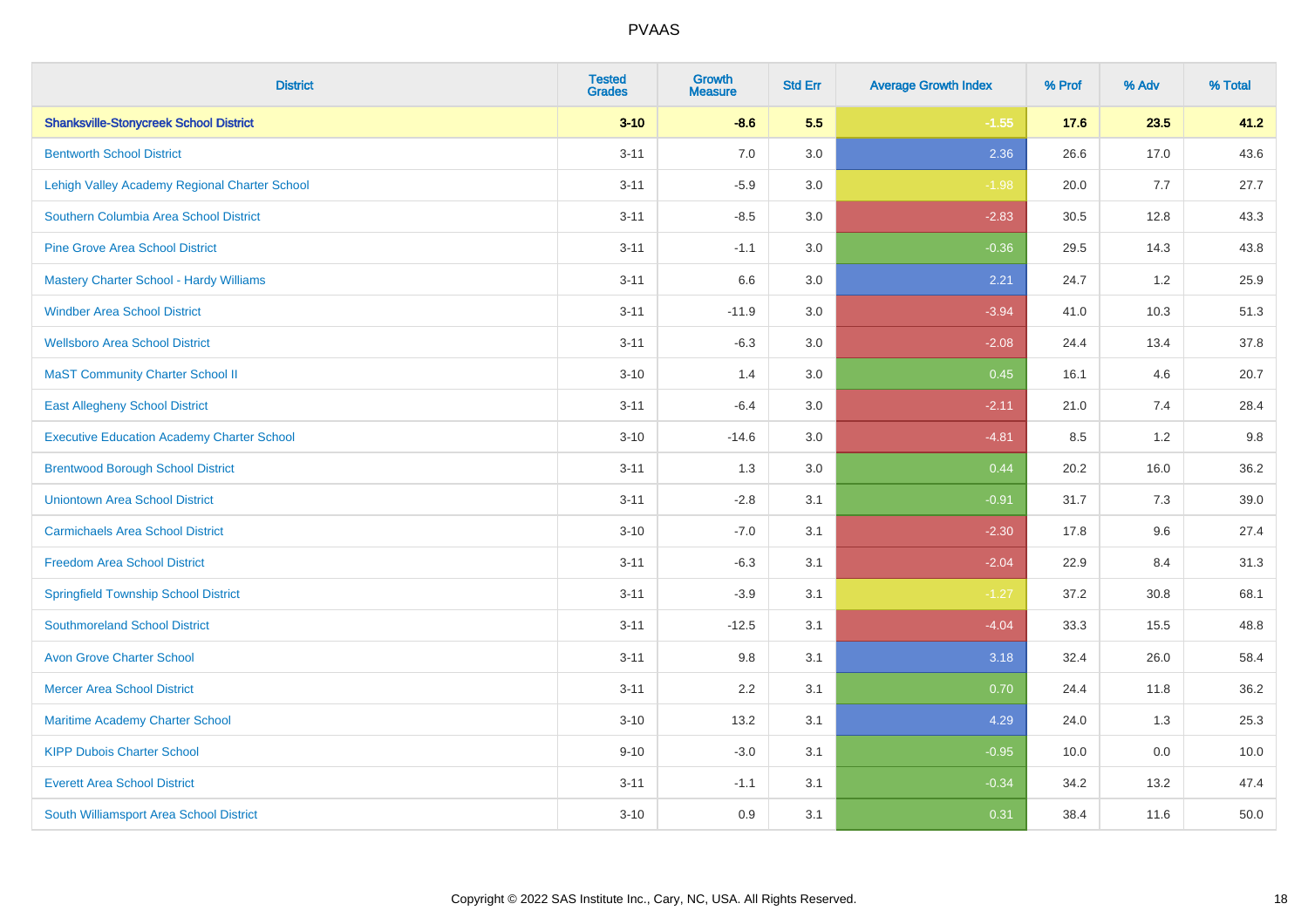# PVAAS

| District | Tested Grades | Growth Measure | Std Err | Average Growth Index | % Prof | % Adv | % Total |
|---|---|---|---|---|---|---|---|
| **Shanksville-Stonycreek School District** | **3-10** | **-8.6** | **5.5** | **-1.55** | **17.6** | **23.5** | **41.2** |
| Bentworth School District | 3-11 | 7.0 | 3.0 | 2.36 | 26.6 | 17.0 | 43.6 |
| Lehigh Valley Academy Regional Charter School | 3-11 | -5.9 | 3.0 | -1.98 | 20.0 | 7.7 | 27.7 |
| Southern Columbia Area School District | 3-11 | -8.5 | 3.0 | -2.83 | 30.5 | 12.8 | 43.3 |
| Pine Grove Area School District | 3-11 | -1.1 | 3.0 | -0.36 | 29.5 | 14.3 | 43.8 |
| Mastery Charter School - Hardy Williams | 3-11 | 6.6 | 3.0 | 2.21 | 24.7 | 1.2 | 25.9 |
| Windber Area School District | 3-11 | -11.9 | 3.0 | -3.94 | 41.0 | 10.3 | 51.3 |
| Wellsboro Area School District | 3-11 | -6.3 | 3.0 | -2.08 | 24.4 | 13.4 | 37.8 |
| MaST Community Charter School II | 3-10 | 1.4 | 3.0 | 0.45 | 16.1 | 4.6 | 20.7 |
| East Allegheny School District | 3-11 | -6.4 | 3.0 | -2.11 | 21.0 | 7.4 | 28.4 |
| Executive Education Academy Charter School | 3-10 | -14.6 | 3.0 | -4.81 | 8.5 | 1.2 | 9.8 |
| Brentwood Borough School District | 3-11 | 1.3 | 3.0 | 0.44 | 20.2 | 16.0 | 36.2 |
| Uniontown Area School District | 3-11 | -2.8 | 3.1 | -0.91 | 31.7 | 7.3 | 39.0 |
| Carmichaels Area School District | 3-10 | -7.0 | 3.1 | -2.30 | 17.8 | 9.6 | 27.4 |
| Freedom Area School District | 3-11 | -6.3 | 3.1 | -2.04 | 22.9 | 8.4 | 31.3 |
| Springfield Township School District | 3-11 | -3.9 | 3.1 | -1.27 | 37.2 | 30.8 | 68.1 |
| Southmoreland School District | 3-11 | -12.5 | 3.1 | -4.04 | 33.3 | 15.5 | 48.8 |
| Avon Grove Charter School | 3-11 | 9.8 | 3.1 | 3.18 | 32.4 | 26.0 | 58.4 |
| Mercer Area School District | 3-11 | 2.2 | 3.1 | 0.70 | 24.4 | 11.8 | 36.2 |
| Maritime Academy Charter School | 3-10 | 13.2 | 3.1 | 4.29 | 24.0 | 1.3 | 25.3 |
| KIPP Dubois Charter School | 9-10 | -3.0 | 3.1 | -0.95 | 10.0 | 0.0 | 10.0 |
| Everett Area School District | 3-11 | -1.1 | 3.1 | -0.34 | 34.2 | 13.2 | 47.4 |
| South Williamsport Area School District | 3-10 | 0.9 | 3.1 | 0.31 | 38.4 | 11.6 | 50.0 |

Copyright © 2022 SAS Institute Inc., Cary, NC, USA. All Rights Reserved.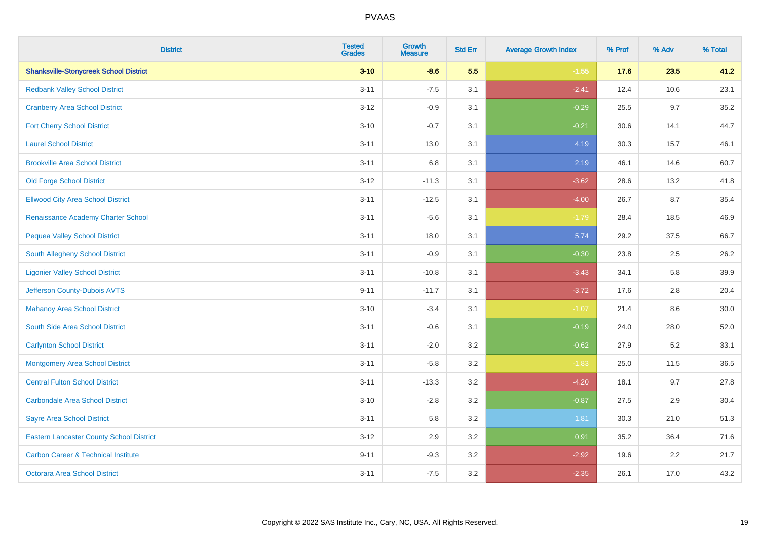| District | Tested Grades | Growth Measure | Std Err | Average Growth Index | % Prof | % Adv | % Total |
|---|---|---|---|---|---|---|---|
| **Shanksville-Stonycreek School District** | **3-10** | **-8.6** | **5.5** | **-1.55** | **17.6** | **23.5** | **41.2** |
| Redbank Valley School District | 3-11 | -7.5 | 3.1 | -2.41 | 12.4 | 10.6 | 23.1 |
| Cranberry Area School District | 3-12 | -0.9 | 3.1 | -0.29 | 25.5 | 9.7 | 35.2 |
| Fort Cherry School District | 3-10 | -0.7 | 3.1 | -0.21 | 30.6 | 14.1 | 44.7 |
| Laurel School District | 3-11 | 13.0 | 3.1 | 4.19 | 30.3 | 15.7 | 46.1 |
| Brookville Area School District | 3-11 | 6.8 | 3.1 | 2.19 | 46.1 | 14.6 | 60.7 |
| Old Forge School District | 3-12 | -11.3 | 3.1 | -3.62 | 28.6 | 13.2 | 41.8 |
| Ellwood City Area School District | 3-11 | -12.5 | 3.1 | -4.00 | 26.7 | 8.7 | 35.4 |
| Renaissance Academy Charter School | 3-11 | -5.6 | 3.1 | -1.79 | 28.4 | 18.5 | 46.9 |
| Pequea Valley School District | 3-11 | 18.0 | 3.1 | 5.74 | 29.2 | 37.5 | 66.7 |
| South Allegheny School District | 3-11 | -0.9 | 3.1 | -0.30 | 23.8 | 2.5 | 26.2 |
| Ligonier Valley School District | 3-11 | -10.8 | 3.1 | -3.43 | 34.1 | 5.8 | 39.9 |
| Jefferson County-Dubois AVTS | 9-11 | -11.7 | 3.1 | -3.72 | 17.6 | 2.8 | 20.4 |
| Mahanoy Area School District | 3-10 | -3.4 | 3.1 | -1.07 | 21.4 | 8.6 | 30.0 |
| South Side Area School District | 3-11 | -0.6 | 3.1 | -0.19 | 24.0 | 28.0 | 52.0 |
| Carlynton School District | 3-11 | -2.0 | 3.2 | -0.62 | 27.9 | 5.2 | 33.1 |
| Montgomery Area School District | 3-11 | -5.8 | 3.2 | -1.83 | 25.0 | 11.5 | 36.5 |
| Central Fulton School District | 3-11 | -13.3 | 3.2 | -4.20 | 18.1 | 9.7 | 27.8 |
| Carbondale Area School District | 3-10 | -2.8 | 3.2 | -0.87 | 27.5 | 2.9 | 30.4 |
| Sayre Area School District | 3-11 | 5.8 | 3.2 | 1.81 | 30.3 | 21.0 | 51.3 |
| Eastern Lancaster County School District | 3-12 | 2.9 | 3.2 | 0.91 | 35.2 | 36.4 | 71.6 |
| Carbon Career & Technical Institute | 9-11 | -9.3 | 3.2 | -2.92 | 19.6 | 2.2 | 21.7 |
| Octorara Area School District | 3-11 | -7.5 | 3.2 | -2.35 | 26.1 | 17.0 | 43.2 |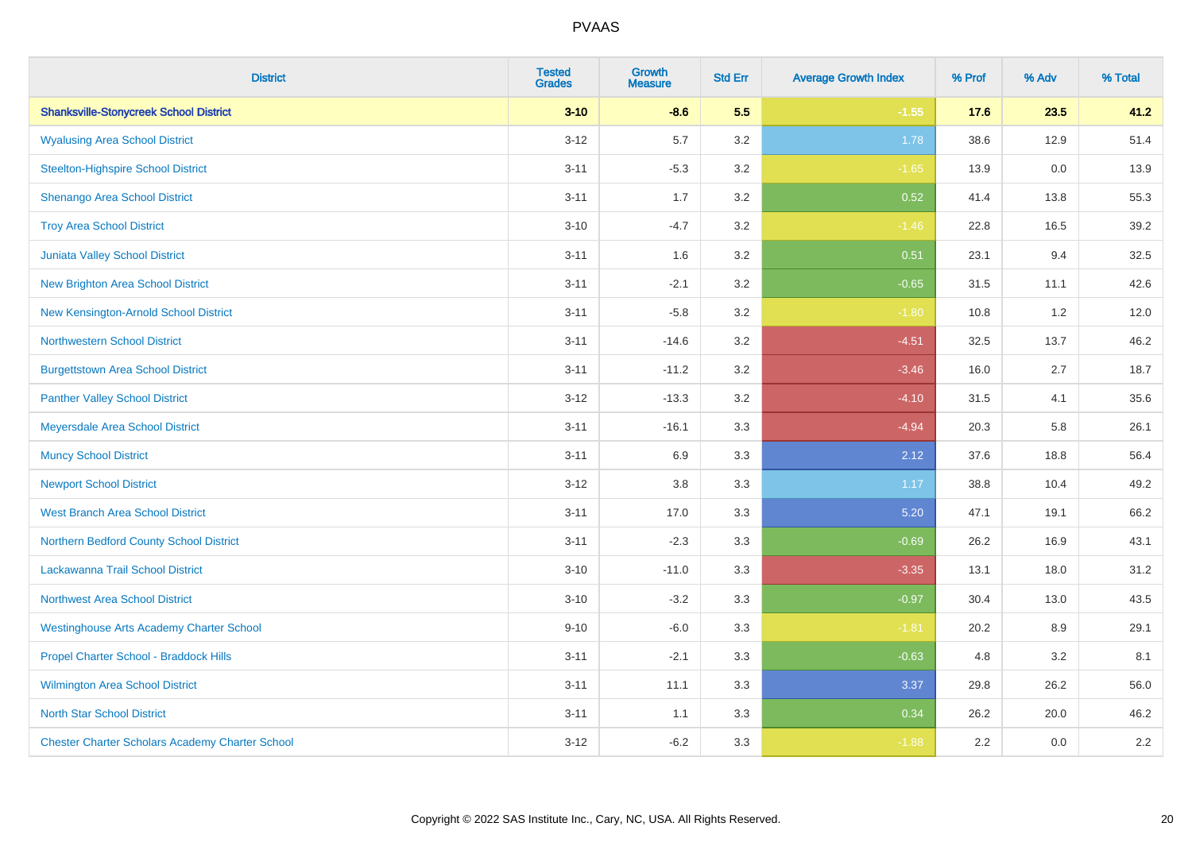| District | Tested Grades | Growth Measure | Std Err | Average Growth Index | % Prof | % Adv | % Total |
|---|---|---|---|---|---|---|---|
| **Shanksville-Stonycreek School District** | **3-10** | **-8.6** | **5.5** | **-1.55** | **17.6** | **23.5** | **41.2** |
| Wyalusing Area School District | 3-12 | 5.7 | 3.2 | 1.78 | 38.6 | 12.9 | 51.4 |
| Steelton-Highspire School District | 3-11 | -5.3 | 3.2 | -1.65 | 13.9 | 0.0 | 13.9 |
| Shenango Area School District | 3-11 | 1.7 | 3.2 | 0.52 | 41.4 | 13.8 | 55.3 |
| Troy Area School District | 3-10 | -4.7 | 3.2 | -1.46 | 22.8 | 16.5 | 39.2 |
| Juniata Valley School District | 3-11 | 1.6 | 3.2 | 0.51 | 23.1 | 9.4 | 32.5 |
| New Brighton Area School District | 3-11 | -2.1 | 3.2 | -0.65 | 31.5 | 11.1 | 42.6 |
| New Kensington-Arnold School District | 3-11 | -5.8 | 3.2 | -1.80 | 10.8 | 1.2 | 12.0 |
| Northwestern School District | 3-11 | -14.6 | 3.2 | -4.51 | 32.5 | 13.7 | 46.2 |
| Burgettstown Area School District | 3-11 | -11.2 | 3.2 | -3.46 | 16.0 | 2.7 | 18.7 |
| Panther Valley School District | 3-12 | -13.3 | 3.2 | -4.10 | 31.5 | 4.1 | 35.6 |
| Meyersdale Area School District | 3-11 | -16.1 | 3.3 | -4.94 | 20.3 | 5.8 | 26.1 |
| Muncy School District | 3-11 | 6.9 | 3.3 | 2.12 | 37.6 | 18.8 | 56.4 |
| Newport School District | 3-12 | 3.8 | 3.3 | 1.17 | 38.8 | 10.4 | 49.2 |
| West Branch Area School District | 3-11 | 17.0 | 3.3 | 5.20 | 47.1 | 19.1 | 66.2 |
| Northern Bedford County School District | 3-11 | -2.3 | 3.3 | -0.69 | 26.2 | 16.9 | 43.1 |
| Lackawanna Trail School District | 3-10 | -11.0 | 3.3 | -3.35 | 13.1 | 18.0 | 31.2 |
| Northwest Area School District | 3-10 | -3.2 | 3.3 | -0.97 | 30.4 | 13.0 | 43.5 |
| Westinghouse Arts Academy Charter School | 9-10 | -6.0 | 3.3 | -1.81 | 20.2 | 8.9 | 29.1 |
| Propel Charter School - Braddock Hills | 3-11 | -2.1 | 3.3 | -0.63 | 4.8 | 3.2 | 8.1 |
| Wilmington Area School District | 3-11 | 11.1 | 3.3 | 3.37 | 29.8 | 26.2 | 56.0 |
| North Star School District | 3-11 | 1.1 | 3.3 | 0.34 | 26.2 | 20.0 | 46.2 |
| Chester Charter Scholars Academy Charter School | 3-12 | -6.2 | 3.3 | -1.88 | 2.2 | 0.0 | 2.2 |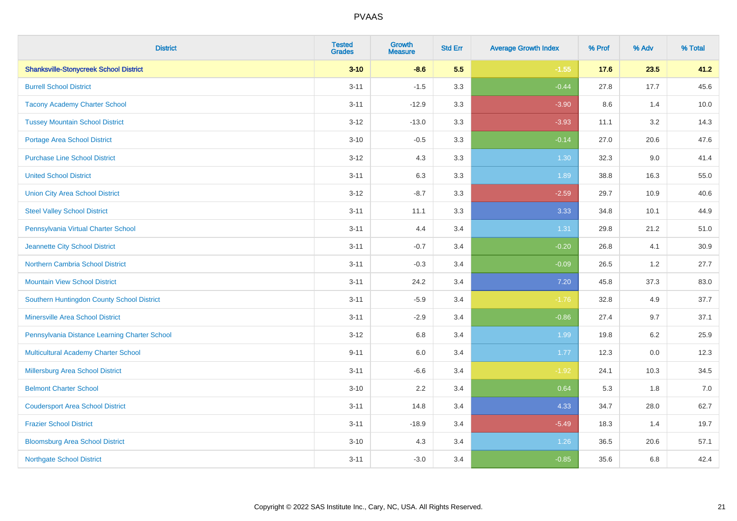PVAAS

| District | Tested Grades | Growth Measure | Std Err | Average Growth Index | % Prof | % Adv | % Total |
|---|---|---|---|---|---|---|---|
| **Shanksville-Stonycreek School District** | **3-10** | **-8.6** | **5.5** | **-1.55** | **17.6** | **23.5** | **41.2** |
| Burrell School District | 3-11 | -1.5 | 3.3 | -0.44 | 27.8 | 17.7 | 45.6 |
| Tacony Academy Charter School | 3-11 | -12.9 | 3.3 | -3.90 | 8.6 | 1.4 | 10.0 |
| Tussey Mountain School District | 3-12 | -13.0 | 3.3 | -3.93 | 11.1 | 3.2 | 14.3 |
| Portage Area School District | 3-10 | -0.5 | 3.3 | -0.14 | 27.0 | 20.6 | 47.6 |
| Purchase Line School District | 3-12 | 4.3 | 3.3 | 1.30 | 32.3 | 9.0 | 41.4 |
| United School District | 3-11 | 6.3 | 3.3 | 1.89 | 38.8 | 16.3 | 55.0 |
| Union City Area School District | 3-12 | -8.7 | 3.3 | -2.59 | 29.7 | 10.9 | 40.6 |
| Steel Valley School District | 3-11 | 11.1 | 3.3 | 3.33 | 34.8 | 10.1 | 44.9 |
| Pennsylvania Virtual Charter School | 3-11 | 4.4 | 3.4 | 1.31 | 29.8 | 21.2 | 51.0 |
| Jeannette City School District | 3-11 | -0.7 | 3.4 | -0.20 | 26.8 | 4.1 | 30.9 |
| Northern Cambria School District | 3-11 | -0.3 | 3.4 | -0.09 | 26.5 | 1.2 | 27.7 |
| Mountain View School District | 3-11 | 24.2 | 3.4 | 7.20 | 45.8 | 37.3 | 83.0 |
| Southern Huntingdon County School District | 3-11 | -5.9 | 3.4 | -1.76 | 32.8 | 4.9 | 37.7 |
| Minersville Area School District | 3-11 | -2.9 | 3.4 | -0.86 | 27.4 | 9.7 | 37.1 |
| Pennsylvania Distance Learning Charter School | 3-12 | 6.8 | 3.4 | 1.99 | 19.8 | 6.2 | 25.9 |
| Multicultural Academy Charter School | 9-11 | 6.0 | 3.4 | 1.77 | 12.3 | 0.0 | 12.3 |
| Millersburg Area School District | 3-11 | -6.6 | 3.4 | -1.92 | 24.1 | 10.3 | 34.5 |
| Belmont Charter School | 3-10 | 2.2 | 3.4 | 0.64 | 5.3 | 1.8 | 7.0 |
| Coudersport Area School District | 3-11 | 14.8 | 3.4 | 4.33 | 34.7 | 28.0 | 62.7 |
| Frazier School District | 3-11 | -18.9 | 3.4 | -5.49 | 18.3 | 1.4 | 19.7 |
| Bloomsburg Area School District | 3-10 | 4.3 | 3.4 | 1.26 | 36.5 | 20.6 | 57.1 |
| Northgate School District | 3-11 | -3.0 | 3.4 | -0.85 | 35.6 | 6.8 | 42.4 |

Copyright © 2022 SAS Institute Inc., Cary, NC, USA. All Rights Reserved.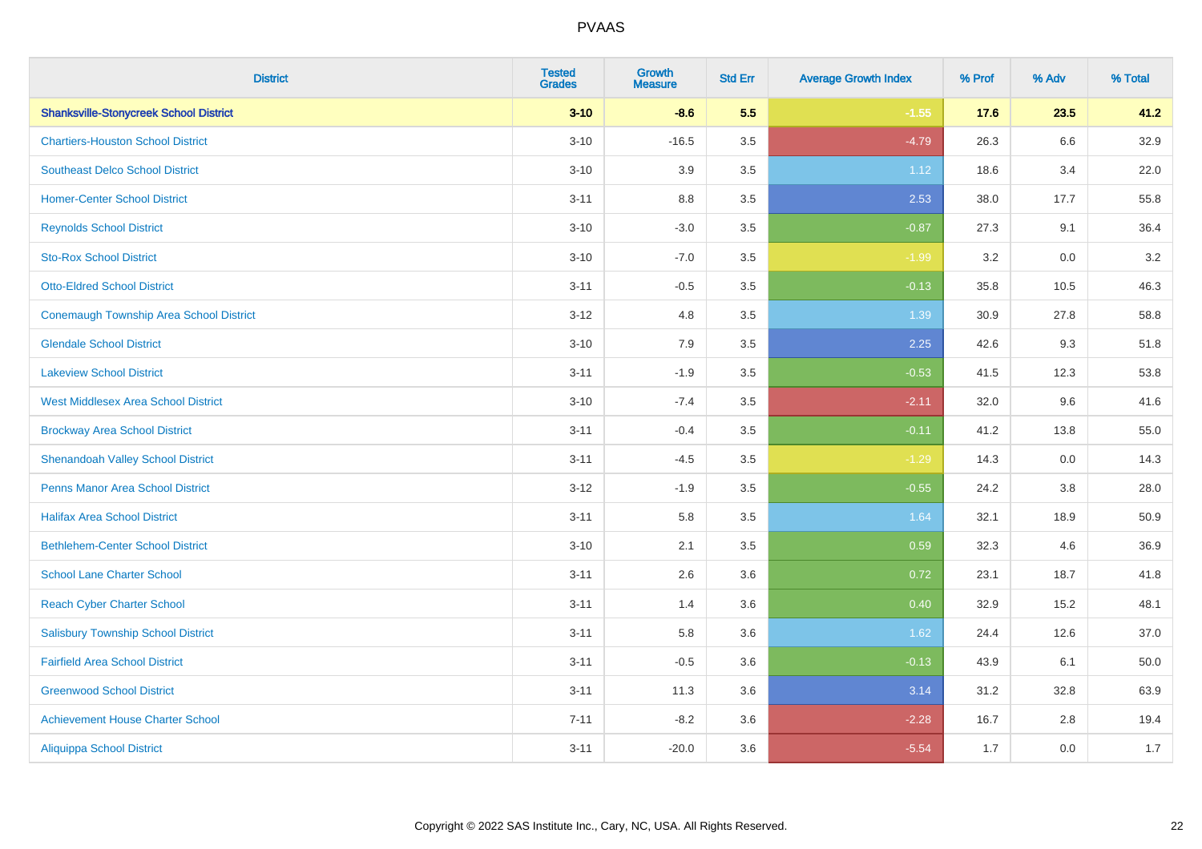| District | Tested Grades | Growth Measure | Std Err | Average Growth Index | % Prof | % Adv | % Total |
|---|---|---|---|---|---|---|---|
| **Shanksville-Stonycreek School District** | **3-10** | **-8.6** | **5.5** | **-1.55** | **17.6** | **23.5** | **41.2** |
| Chartiers-Houston School District | 3-10 | -16.5 | 3.5 | -4.79 | 26.3 | 6.6 | 32.9 |
| Southeast Delco School District | 3-10 | 3.9 | 3.5 | 1.12 | 18.6 | 3.4 | 22.0 |
| Homer-Center School District | 3-11 | 8.8 | 3.5 | 2.53 | 38.0 | 17.7 | 55.8 |
| Reynolds School District | 3-10 | -3.0 | 3.5 | -0.87 | 27.3 | 9.1 | 36.4 |
| Sto-Rox School District | 3-10 | -7.0 | 3.5 | -1.99 | 3.2 | 0.0 | 3.2 |
| Otto-Eldred School District | 3-11 | -0.5 | 3.5 | -0.13 | 35.8 | 10.5 | 46.3 |
| Conemaugh Township Area School District | 3-12 | 4.8 | 3.5 | 1.39 | 30.9 | 27.8 | 58.8 |
| Glendale School District | 3-10 | 7.9 | 3.5 | 2.25 | 42.6 | 9.3 | 51.8 |
| Lakeview School District | 3-11 | -1.9 | 3.5 | -0.53 | 41.5 | 12.3 | 53.8 |
| West Middlesex Area School District | 3-10 | -7.4 | 3.5 | -2.11 | 32.0 | 9.6 | 41.6 |
| Brockway Area School District | 3-11 | -0.4 | 3.5 | -0.11 | 41.2 | 13.8 | 55.0 |
| Shenandoah Valley School District | 3-11 | -4.5 | 3.5 | -1.29 | 14.3 | 0.0 | 14.3 |
| Penns Manor Area School District | 3-12 | -1.9 | 3.5 | -0.55 | 24.2 | 3.8 | 28.0 |
| Halifax Area School District | 3-11 | 5.8 | 3.5 | 1.64 | 32.1 | 18.9 | 50.9 |
| Bethlehem-Center School District | 3-10 | 2.1 | 3.5 | 0.59 | 32.3 | 4.6 | 36.9 |
| School Lane Charter School | 3-11 | 2.6 | 3.6 | 0.72 | 23.1 | 18.7 | 41.8 |
| Reach Cyber Charter School | 3-11 | 1.4 | 3.6 | 0.40 | 32.9 | 15.2 | 48.1 |
| Salisbury Township School District | 3-11 | 5.8 | 3.6 | 1.62 | 24.4 | 12.6 | 37.0 |
| Fairfield Area School District | 3-11 | -0.5 | 3.6 | -0.13 | 43.9 | 6.1 | 50.0 |
| Greenwood School District | 3-11 | 11.3 | 3.6 | 3.14 | 31.2 | 32.8 | 63.9 |
| Achievement House Charter School | 7-11 | -8.2 | 3.6 | -2.28 | 16.7 | 2.8 | 19.4 |
| Aliquippa School District | 3-11 | -20.0 | 3.6 | -5.54 | 1.7 | 0.0 | 1.7 |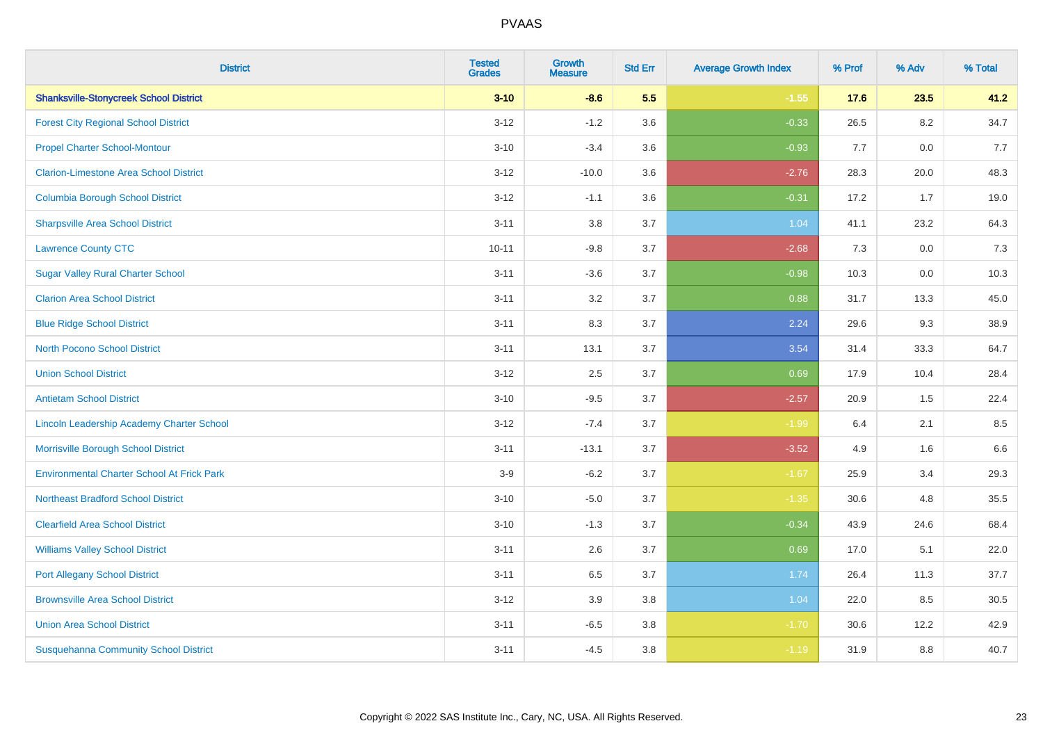# PVAAS

| District | Tested Grades | Growth Measure | Std Err | Average Growth Index | % Prof | % Adv | % Total |
|---|---|---|---|---|---|---|---|
| **Shanksville-Stonycreek School District** | **3-10** | **-8.6** | **5.5** | **-1.55** | **17.6** | **23.5** | **41.2** |
| Forest City Regional School District | 3-12 | -1.2 | 3.6 | -0.33 | 26.5 | 8.2 | 34.7 |
| Propel Charter School-Montour | 3-10 | -3.4 | 3.6 | -0.93 | 7.7 | 0.0 | 7.7 |
| Clarion-Limestone Area School District | 3-12 | -10.0 | 3.6 | -2.76 | 28.3 | 20.0 | 48.3 |
| Columbia Borough School District | 3-12 | -1.1 | 3.6 | -0.31 | 17.2 | 1.7 | 19.0 |
| Sharpsville Area School District | 3-11 | 3.8 | 3.7 | 1.04 | 41.1 | 23.2 | 64.3 |
| Lawrence County CTC | 10-11 | -9.8 | 3.7 | -2.68 | 7.3 | 0.0 | 7.3 |
| Sugar Valley Rural Charter School | 3-11 | -3.6 | 3.7 | -0.98 | 10.3 | 0.0 | 10.3 |
| Clarion Area School District | 3-11 | 3.2 | 3.7 | 0.88 | 31.7 | 13.3 | 45.0 |
| Blue Ridge School District | 3-11 | 8.3 | 3.7 | 2.24 | 29.6 | 9.3 | 38.9 |
| North Pocono School District | 3-11 | 13.1 | 3.7 | 3.54 | 31.4 | 33.3 | 64.7 |
| Union School District | 3-12 | 2.5 | 3.7 | 0.69 | 17.9 | 10.4 | 28.4 |
| Antietam School District | 3-10 | -9.5 | 3.7 | -2.57 | 20.9 | 1.5 | 22.4 |
| Lincoln Leadership Academy Charter School | 3-12 | -7.4 | 3.7 | -1.99 | 6.4 | 2.1 | 8.5 |
| Morrisville Borough School District | 3-11 | -13.1 | 3.7 | -3.52 | 4.9 | 1.6 | 6.6 |
| Environmental Charter School At Frick Park | 3-9 | -6.2 | 3.7 | -1.67 | 25.9 | 3.4 | 29.3 |
| Northeast Bradford School District | 3-10 | -5.0 | 3.7 | -1.35 | 30.6 | 4.8 | 35.5 |
| Clearfield Area School District | 3-10 | -1.3 | 3.7 | -0.34 | 43.9 | 24.6 | 68.4 |
| Williams Valley School District | 3-11 | 2.6 | 3.7 | 0.69 | 17.0 | 5.1 | 22.0 |
| Port Allegany School District | 3-11 | 6.5 | 3.7 | 1.74 | 26.4 | 11.3 | 37.7 |
| Brownsville Area School District | 3-12 | 3.9 | 3.8 | 1.04 | 22.0 | 8.5 | 30.5 |
| Union Area School District | 3-11 | -6.5 | 3.8 | -1.70 | 30.6 | 12.2 | 42.9 |
| Susquehanna Community School District | 3-11 | -4.5 | 3.8 | -1.19 | 31.9 | 8.8 | 40.7 |

Copyright © 2022 SAS Institute Inc., Cary, NC, USA. All Rights Reserved.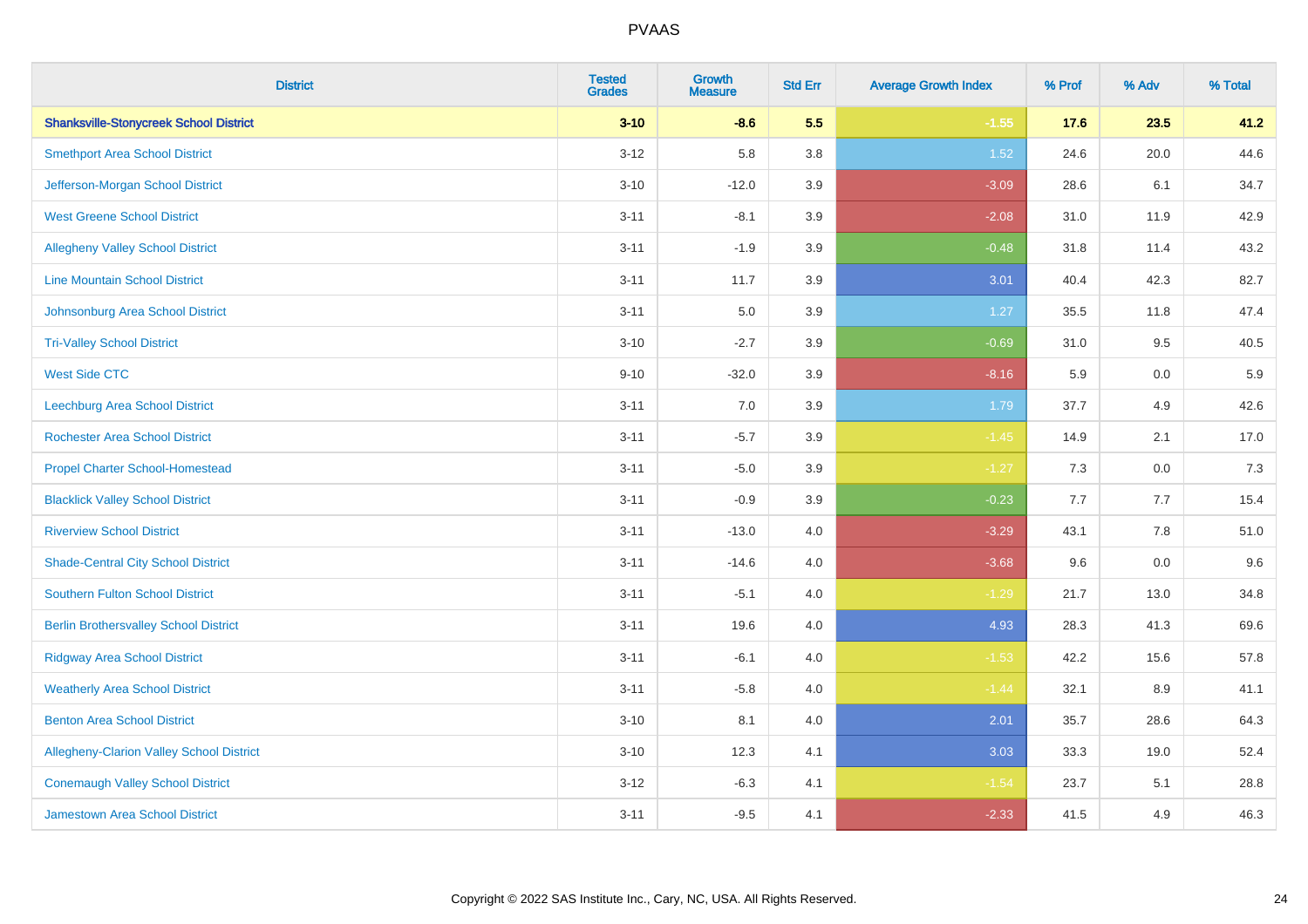| District | Tested Grades | Growth Measure | Std Err | Average Growth Index | % Prof | % Adv | % Total |
|---|---|---|---|---|---|---|---|
| **Shanksville-Stonycreek School District** | **3-10** | **-8.6** | **5.5** | **-1.55** | **17.6** | **23.5** | **41.2** |
| Smethport Area School District | 3-12 | 5.8 | 3.8 | 1.52 | 24.6 | 20.0 | 44.6 |
| Jefferson-Morgan School District | 3-10 | -12.0 | 3.9 | -3.09 | 28.6 | 6.1 | 34.7 |
| West Greene School District | 3-11 | -8.1 | 3.9 | -2.08 | 31.0 | 11.9 | 42.9 |
| Allegheny Valley School District | 3-11 | -1.9 | 3.9 | -0.48 | 31.8 | 11.4 | 43.2 |
| Line Mountain School District | 3-11 | 11.7 | 3.9 | 3.01 | 40.4 | 42.3 | 82.7 |
| Johnsonburg Area School District | 3-11 | 5.0 | 3.9 | 1.27 | 35.5 | 11.8 | 47.4 |
| Tri-Valley School District | 3-10 | -2.7 | 3.9 | -0.69 | 31.0 | 9.5 | 40.5 |
| West Side CTC | 9-10 | -32.0 | 3.9 | -8.16 | 5.9 | 0.0 | 5.9 |
| Leechburg Area School District | 3-11 | 7.0 | 3.9 | 1.79 | 37.7 | 4.9 | 42.6 |
| Rochester Area School District | 3-11 | -5.7 | 3.9 | -1.45 | 14.9 | 2.1 | 17.0 |
| Propel Charter School-Homestead | 3-11 | -5.0 | 3.9 | -1.27 | 7.3 | 0.0 | 7.3 |
| Blacklick Valley School District | 3-11 | -0.9 | 3.9 | -0.23 | 7.7 | 7.7 | 15.4 |
| Riverview School District | 3-11 | -13.0 | 4.0 | -3.29 | 43.1 | 7.8 | 51.0 |
| Shade-Central City School District | 3-11 | -14.6 | 4.0 | -3.68 | 9.6 | 0.0 | 9.6 |
| Southern Fulton School District | 3-11 | -5.1 | 4.0 | -1.29 | 21.7 | 13.0 | 34.8 |
| Berlin Brothersvalley School District | 3-11 | 19.6 | 4.0 | 4.93 | 28.3 | 41.3 | 69.6 |
| Ridgway Area School District | 3-11 | -6.1 | 4.0 | -1.53 | 42.2 | 15.6 | 57.8 |
| Weatherly Area School District | 3-11 | -5.8 | 4.0 | -1.44 | 32.1 | 8.9 | 41.1 |
| Benton Area School District | 3-10 | 8.1 | 4.0 | 2.01 | 35.7 | 28.6 | 64.3 |
| Allegheny-Clarion Valley School District | 3-10 | 12.3 | 4.1 | 3.03 | 33.3 | 19.0 | 52.4 |
| Conemaugh Valley School District | 3-12 | -6.3 | 4.1 | -1.54 | 23.7 | 5.1 | 28.8 |
| Jamestown Area School District | 3-11 | -9.5 | 4.1 | -2.33 | 41.5 | 4.9 | 46.3 |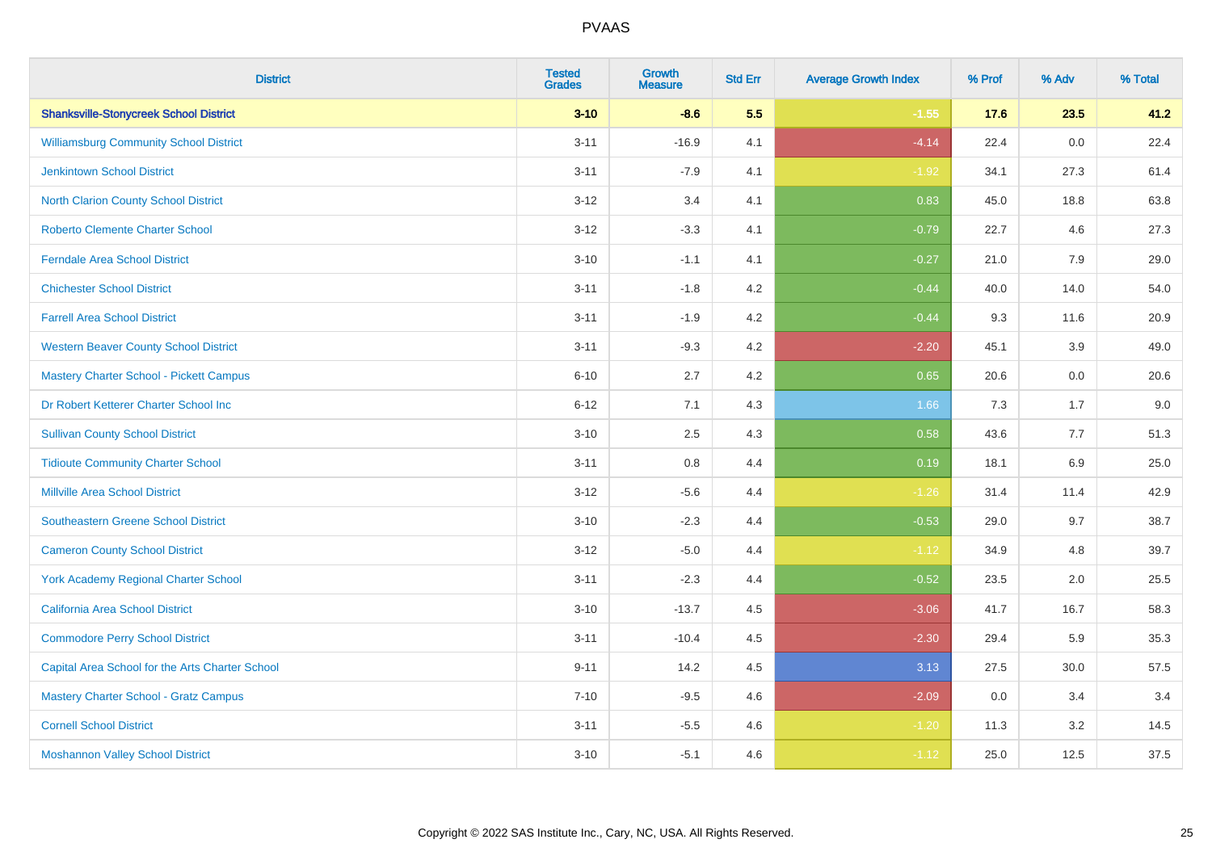PVAAS

| District | Tested Grades | Growth Measure | Std Err | Average Growth Index | % Prof | % Adv | % Total |
|---|---|---|---|---|---|---|---|
| **Shanksville-Stonycreek School District** | **3-10** | **-8.6** | **5.5** | **-1.55** | **17.6** | **23.5** | **41.2** |
| Williamsburg Community School District | 3-11 | -16.9 | 4.1 | -4.14 | 22.4 | 0.0 | 22.4 |
| Jenkintown School District | 3-11 | -7.9 | 4.1 | -1.92 | 34.1 | 27.3 | 61.4 |
| North Clarion County School District | 3-12 | 3.4 | 4.1 | 0.83 | 45.0 | 18.8 | 63.8 |
| Roberto Clemente Charter School | 3-12 | -3.3 | 4.1 | -0.79 | 22.7 | 4.6 | 27.3 |
| Ferndale Area School District | 3-10 | -1.1 | 4.1 | -0.27 | 21.0 | 7.9 | 29.0 |
| Chichester School District | 3-11 | -1.8 | 4.2 | -0.44 | 40.0 | 14.0 | 54.0 |
| Farrell Area School District | 3-11 | -1.9 | 4.2 | -0.44 | 9.3 | 11.6 | 20.9 |
| Western Beaver County School District | 3-11 | -9.3 | 4.2 | -2.20 | 45.1 | 3.9 | 49.0 |
| Mastery Charter School - Pickett Campus | 6-10 | 2.7 | 4.2 | 0.65 | 20.6 | 0.0 | 20.6 |
| Dr Robert Ketterer Charter School Inc | 6-12 | 7.1 | 4.3 | 1.66 | 7.3 | 1.7 | 9.0 |
| Sullivan County School District | 3-10 | 2.5 | 4.3 | 0.58 | 43.6 | 7.7 | 51.3 |
| Tidioute Community Charter School | 3-11 | 0.8 | 4.4 | 0.19 | 18.1 | 6.9 | 25.0 |
| Millville Area School District | 3-12 | -5.6 | 4.4 | -1.26 | 31.4 | 11.4 | 42.9 |
| Southeastern Greene School District | 3-10 | -2.3 | 4.4 | -0.53 | 29.0 | 9.7 | 38.7 |
| Cameron County School District | 3-12 | -5.0 | 4.4 | -1.12 | 34.9 | 4.8 | 39.7 |
| York Academy Regional Charter School | 3-11 | -2.3 | 4.4 | -0.52 | 23.5 | 2.0 | 25.5 |
| California Area School District | 3-10 | -13.7 | 4.5 | -3.06 | 41.7 | 16.7 | 58.3 |
| Commodore Perry School District | 3-11 | -10.4 | 4.5 | -2.30 | 29.4 | 5.9 | 35.3 |
| Capital Area School for the Arts Charter School | 9-11 | 14.2 | 4.5 | 3.13 | 27.5 | 30.0 | 57.5 |
| Mastery Charter School - Gratz Campus | 7-10 | -9.5 | 4.6 | -2.09 | 0.0 | 3.4 | 3.4 |
| Cornell School District | 3-11 | -5.5 | 4.6 | -1.20 | 11.3 | 3.2 | 14.5 |
| Moshannon Valley School District | 3-10 | -5.1 | 4.6 | -1.12 | 25.0 | 12.5 | 37.5 |

Copyright © 2022 SAS Institute Inc., Cary, NC, USA. All Rights Reserved.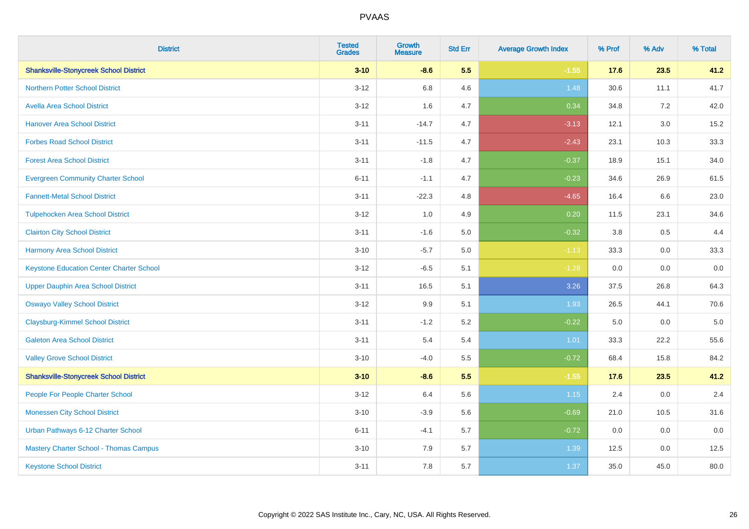# PVAAS

| District | Tested Grades | Growth Measure | Std Err | Average Growth Index | % Prof | % Adv | % Total |
|---|---|---|---|---|---|---|---|
| **Shanksville-Stonycreek School District** | **3-10** | **-8.6** | **5.5** | **-1.55** | **17.6** | **23.5** | **41.2** |
| Northern Potter School District | 3-12 | 6.8 | 4.6 | 1.48 | 30.6 | 11.1 | 41.7 |
| Avella Area School District | 3-12 | 1.6 | 4.7 | 0.34 | 34.8 | 7.2 | 42.0 |
| Hanover Area School District | 3-11 | -14.7 | 4.7 | -3.13 | 12.1 | 3.0 | 15.2 |
| Forbes Road School District | 3-11 | -11.5 | 4.7 | -2.43 | 23.1 | 10.3 | 33.3 |
| Forest Area School District | 3-11 | -1.8 | 4.7 | -0.37 | 18.9 | 15.1 | 34.0 |
| Evergreen Community Charter School | 6-11 | -1.1 | 4.7 | -0.23 | 34.6 | 26.9 | 61.5 |
| Fannett-Metal School District | 3-11 | -22.3 | 4.8 | -4.65 | 16.4 | 6.6 | 23.0 |
| Tulpehocken Area School District | 3-12 | 1.0 | 4.9 | 0.20 | 11.5 | 23.1 | 34.6 |
| Clairton City School District | 3-11 | -1.6 | 5.0 | -0.32 | 3.8 | 0.5 | 4.4 |
| Harmony Area School District | 3-10 | -5.7 | 5.0 | -1.13 | 33.3 | 0.0 | 33.3 |
| Keystone Education Center Charter School | 3-12 | -6.5 | 5.1 | -1.28 | 0.0 | 0.0 | 0.0 |
| Upper Dauphin Area School District | 3-11 | 16.5 | 5.1 | 3.26 | 37.5 | 26.8 | 64.3 |
| Oswayo Valley School District | 3-12 | 9.9 | 5.1 | 1.93 | 26.5 | 44.1 | 70.6 |
| Claysburg-Kimmel School District | 3-11 | -1.2 | 5.2 | -0.22 | 5.0 | 0.0 | 5.0 |
| Galeton Area School District | 3-11 | 5.4 | 5.4 | 1.01 | 33.3 | 22.2 | 55.6 |
| Valley Grove School District | 3-10 | -4.0 | 5.5 | -0.72 | 68.4 | 15.8 | 84.2 |
| **Shanksville-Stonycreek School District** | **3-10** | **-8.6** | **5.5** | **-1.55** | **17.6** | **23.5** | **41.2** |
| People For People Charter School | 3-12 | 6.4 | 5.6 | 1.15 | 2.4 | 0.0 | 2.4 |
| Monessen City School District | 3-10 | -3.9 | 5.6 | -0.69 | 21.0 | 10.5 | 31.6 |
| Urban Pathways 6-12 Charter School | 6-11 | -4.1 | 5.7 | -0.72 | 0.0 | 0.0 | 0.0 |
| Mastery Charter School - Thomas Campus | 3-10 | 7.9 | 5.7 | 1.39 | 12.5 | 0.0 | 12.5 |
| Keystone School District | 3-11 | 7.8 | 5.7 | 1.37 | 35.0 | 45.0 | 80.0 |

Copyright © 2022 SAS Institute Inc., Cary, NC, USA. All Rights Reserved.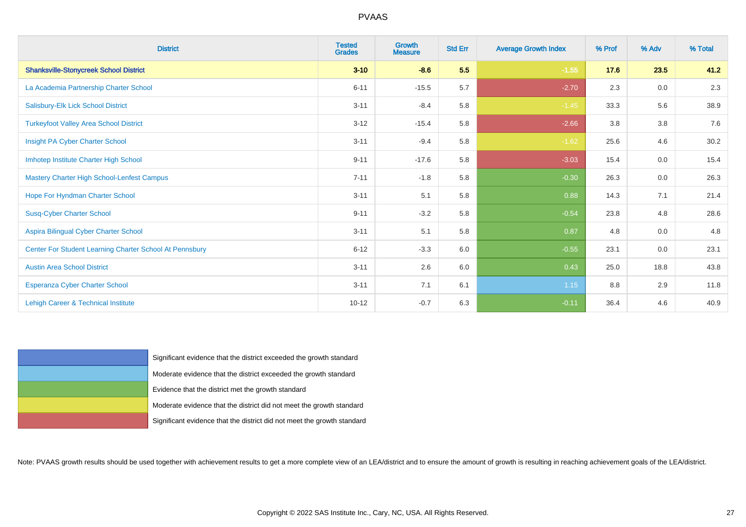# PVAAS

| District | Tested Grades | Growth Measure | Std Err | Average Growth Index | % Prof | % Adv | % Total |
|---|---|---|---|---|---|---|---|
| **Shanksville-Stonycreek School District** | **3-10** | **-8.6** | **5.5** | **-1.55** | **17.6** | **23.5** | **41.2** |
| La Academia Partnership Charter School | 6-11 | -15.5 | 5.7 | -2.70 | 2.3 | 0.0 | 2.3 |
| Salisbury-Elk Lick School District | 3-11 | -8.4 | 5.8 | -1.45 | 33.3 | 5.6 | 38.9 |
| Turkeyfoot Valley Area School District | 3-12 | -15.4 | 5.8 | -2.66 | 3.8 | 3.8 | 7.6 |
| Insight PA Cyber Charter School | 3-11 | -9.4 | 5.8 | -1.62 | 25.6 | 4.6 | 30.2 |
| Imhotep Institute Charter High School | 9-11 | -17.6 | 5.8 | -3.03 | 15.4 | 0.0 | 15.4 |
| Mastery Charter High School-Lenfest Campus | 7-11 | -1.8 | 5.8 | -0.30 | 26.3 | 0.0 | 26.3 |
| Hope For Hyndman Charter School | 3-11 | 5.1 | 5.8 | 0.88 | 14.3 | 7.1 | 21.4 |
| Susq-Cyber Charter School | 9-11 | -3.2 | 5.8 | -0.54 | 23.8 | 4.8 | 28.6 |
| Aspira Bilingual Cyber Charter School | 3-11 | 5.1 | 5.8 | 0.87 | 4.8 | 0.0 | 4.8 |
| Center For Student Learning Charter School At Pennsbury | 6-12 | -3.3 | 6.0 | -0.55 | 23.1 | 0.0 | 23.1 |
| Austin Area School District | 3-11 | 2.6 | 6.0 | 0.43 | 25.0 | 18.8 | 43.8 |
| Esperanza Cyber Charter School | 3-11 | 7.1 | 6.1 | 1.15 | 8.8 | 2.9 | 11.8 |
| Lehigh Career & Technical Institute | 10-12 | -0.7 | 6.3 | -0.11 | 36.4 | 4.6 | 40.9 |

Significant evidence that the district exceeded the growth standard

Moderate evidence that the district exceeded the growth standard

Evidence that the district met the growth standard

Moderate evidence that the district did not meet the growth standard

Significant evidence that the district did not meet the growth standard

Note: PVAAS growth results should be used together with achievement results to get a more complete view of an LEA/district and to ensure the amount of growth is resulting in reaching achievement goals of the LEA/district.

Copyright © 2022 SAS Institute Inc., Cary, NC, USA. All Rights Reserved.